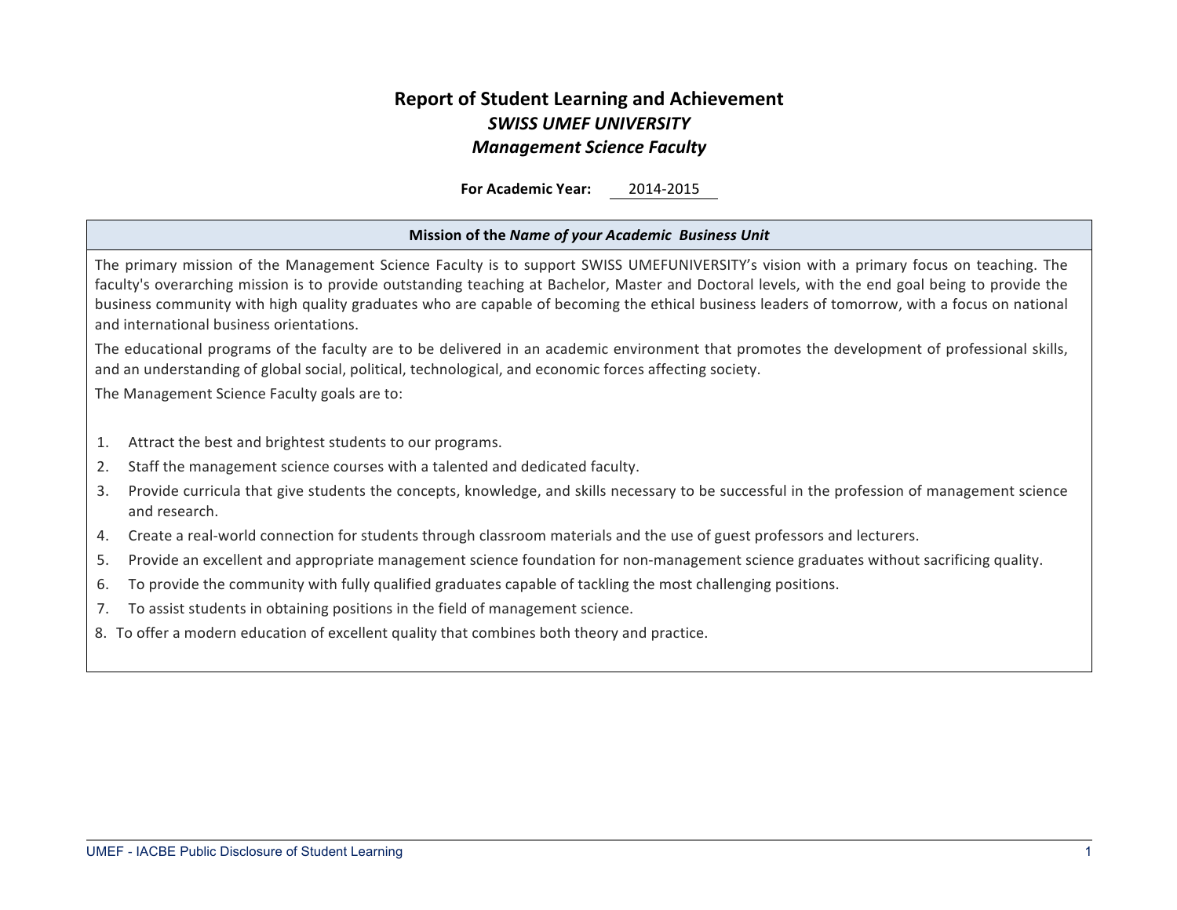# Report of Student Learning and Achievement

## *SWISS UMEF UNIVERSITY*

## *Management Science Faculty*

**For Academic Year:** 2014-2015

### Mission of the *Name of your Academic Business Unit*

The primary mission of the Management Science Faculty is to support SWISS UMEFUNIVERSITY's vision with a primary focus on teaching. The faculty's overarching mission is to provide outstanding teaching at Bachelor, Master and Doctoral levels, with the end goal being to provide the business community with high quality graduates who are capable of becoming the ethical business leaders of tomorrow, with a focus on national and international business orientations.

The educational programs of the faculty are to be delivered in an academic environment that promotes the development of professional skills, and an understanding of global social, political, technological, and economic forces affecting society.

The Management Science Faculty goals are to:

1. Attract the best and brightest students to our programs.
2. Staff the management science courses with a talented and dedicated faculty.
3. Provide curricula that give students the concepts, knowledge, and skills necessary to be successful in the profession of management science and research.
4. Create a real-world connection for students through classroom materials and the use of guest professors and lecturers.
5. Provide an excellent and appropriate management science foundation for non-management science graduates without sacrificing quality.
6. To provide the community with fully qualified graduates capable of tackling the most challenging positions.
7. To assist students in obtaining positions in the field of management science.
8. To offer a modern education of excellent quality that combines both theory and practice.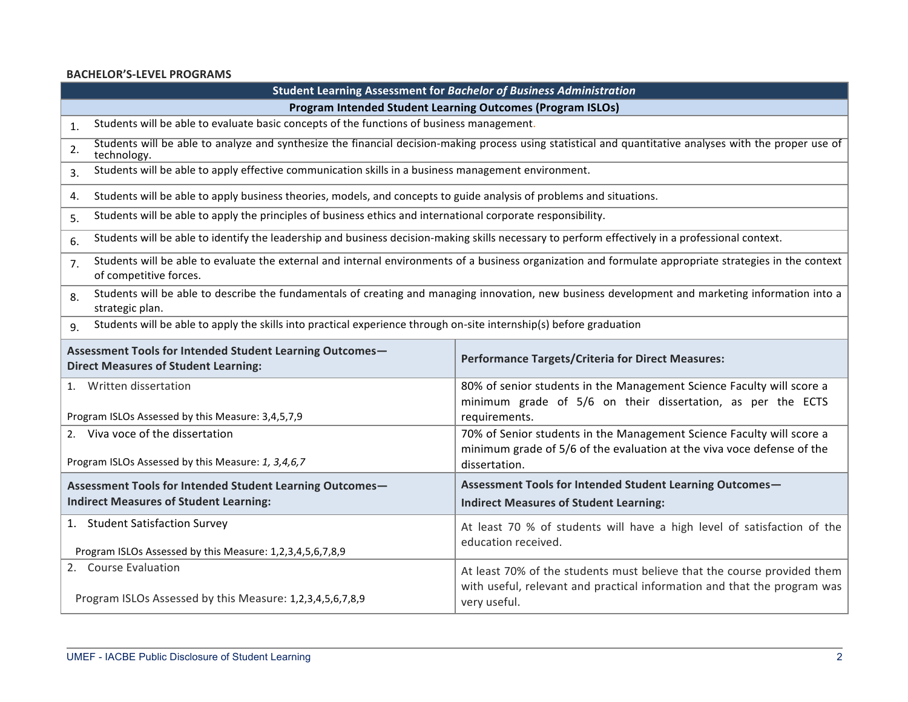**BACHELOR'S-LEVEL PROGRAMS**

| Student Learning Assessment for *Bachelor of Business Administration* | |
|---|---|
| **Program Intended Student Learning Outcomes (Program ISLOs)** | |
| 1. Students will be able to evaluate basic concepts of the functions of business management. | |
| 2. Students will be able to analyze and synthesize the financial decision-making process using statistical and quantitative analyses with the proper use of technology. | |
| 3. Students will be able to apply effective communication skills in a business management environment. | |
| 4. Students will be able to apply business theories, models, and concepts to guide analysis of problems and situations. | |
| 5. Students will be able to apply the principles of business ethics and international corporate responsibility. | |
| 6. Students will be able to identify the leadership and business decision-making skills necessary to perform effectively in a professional context. | |
| 7. Students will be able to evaluate the external and internal environments of a business organization and formulate appropriate strategies in the context of competitive forces. | |
| 8. Students will be able to describe the fundamentals of creating and managing innovation, new business development and marketing information into a strategic plan. | |
| 9. Students will be able to apply the skills into practical experience through on-site internship(s) before graduation | |
| **Assessment Tools for Intended Student Learning Outcomes—Direct Measures of Student Learning:** | **Performance Targets/Criteria for Direct Measures:** |
| 1. Written dissertation<br><br>Program ISLOs Assessed by this Measure: 3,4,5,7,9 | 80% of senior students in the Management Science Faculty will score a minimum grade of 5/6 on their dissertation, as per the ECTS requirements. |
| 2. Viva voce of the dissertation<br><br>Program ISLOs Assessed by this Measure: *1, 3,4,6,7* | 70% of Senior students in the Management Science Faculty will score a minimum grade of 5/6 of the evaluation at the viva voce defense of the dissertation. |
| **Assessment Tools for Intended Student Learning Outcomes—Indirect Measures of Student Learning:** | **Assessment Tools for Intended Student Learning Outcomes—Indirect Measures of Student Learning:** |
| 1. Student Satisfaction Survey<br><br>Program ISLOs Assessed by this Measure: 1,2,3,4,5,6,7,8,9 | At least 70 % of students will have a high level of satisfaction of the education received. |
| 2. Course Evaluation<br><br>Program ISLOs Assessed by this Measure: 1,2,3,4,5,6,7,8,9 | At least 70% of the students must believe that the course provided them with useful, relevant and practical information and that the program was very useful. |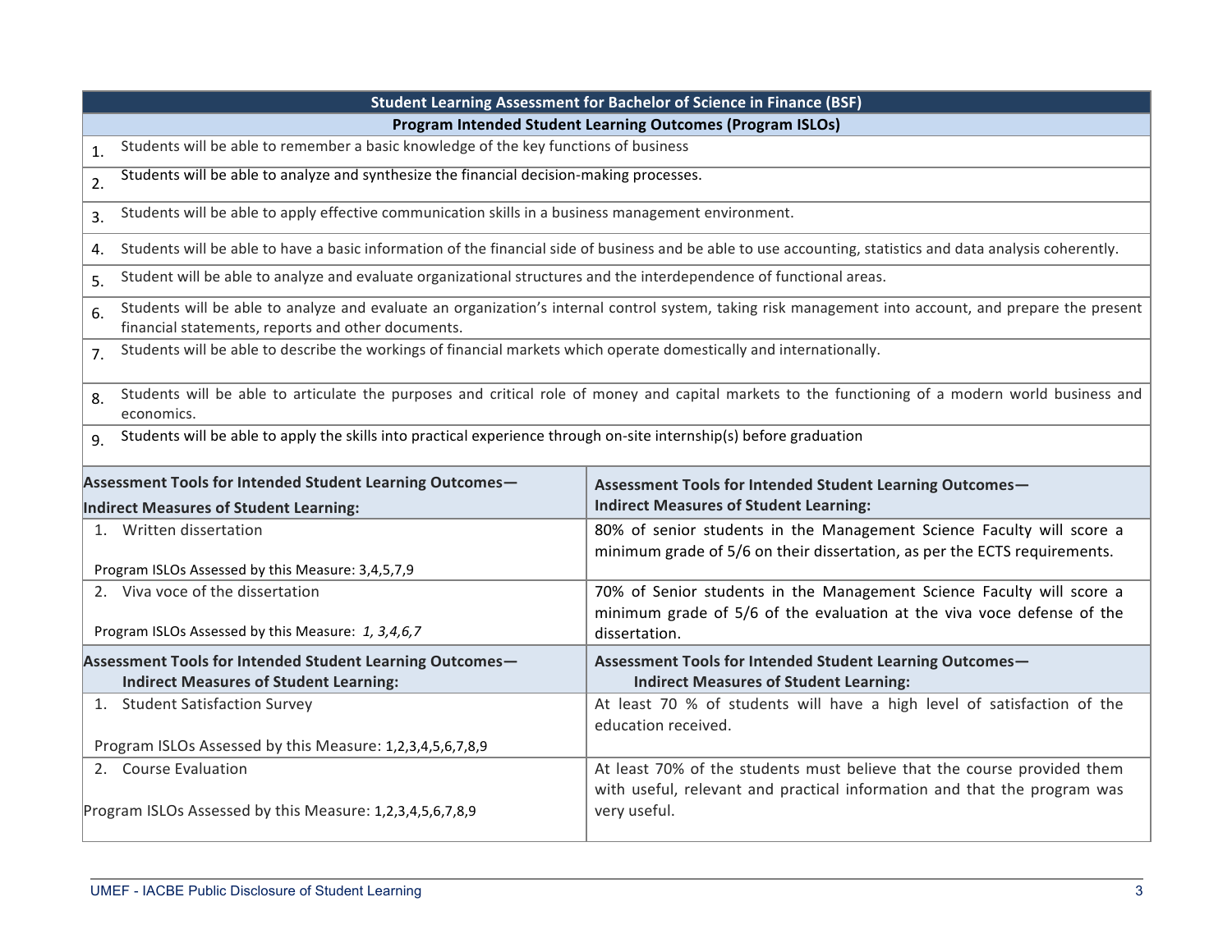| Student Learning Assessment for Bachelor of Science in Finance (BSF) | |
|---|---|
| **Program Intended Student Learning Outcomes (Program ISLOs)** | |
| 1. Students will be able to remember a basic knowledge of the key functions of business | |
| 2. Students will be able to analyze and synthesize the financial decision-making processes. | |
| 3. Students will be able to apply effective communication skills in a business management environment. | |
| 4. Students will be able to have a basic information of the financial side of business and be able to use accounting, statistics and data analysis coherently. | |
| 5. Student will be able to analyze and evaluate organizational structures and the interdependence of functional areas. | |
| 6. Students will be able to analyze and evaluate an organization's internal control system, taking risk management into account, and prepare the present financial statements, reports and other documents. | |
| 7. Students will be able to describe the workings of financial markets which operate domestically and internationally. | |
| 8. Students will be able to articulate the purposes and critical role of money and capital markets to the functioning of a modern world business and economics. | |
| 9. Students will be able to apply the skills into practical experience through on-site internship(s) before graduation | |
| **Assessment Tools for Intended Student Learning Outcomes— Indirect Measures of Student Learning:** | **Assessment Tools for Intended Student Learning Outcomes— Indirect Measures of Student Learning:** |
| 1. Written dissertation<br><br>Program ISLOs Assessed by this Measure: 3,4,5,7,9 | 80% of senior students in the Management Science Faculty will score a minimum grade of 5/6 on their dissertation, as per the ECTS requirements. |
| 2. Viva voce of the dissertation<br><br>Program ISLOs Assessed by this Measure: *1, 3,4,6,7* | 70% of Senior students in the Management Science Faculty will score a minimum grade of 5/6 of the evaluation at the viva voce defense of the dissertation. |
| **Assessment Tools for Intended Student Learning Outcomes— Indirect Measures of Student Learning:** | **Assessment Tools for Intended Student Learning Outcomes— Indirect Measures of Student Learning:** |
| 1. Student Satisfaction Survey<br><br>Program ISLOs Assessed by this Measure: 1,2,3,4,5,6,7,8,9 | At least 70 % of students will have a high level of satisfaction of the education received. |
| 2. Course Evaluation<br><br>Program ISLOs Assessed by this Measure: 1,2,3,4,5,6,7,8,9 | At least 70% of the students must believe that the course provided them with useful, relevant and practical information and that the program was very useful. |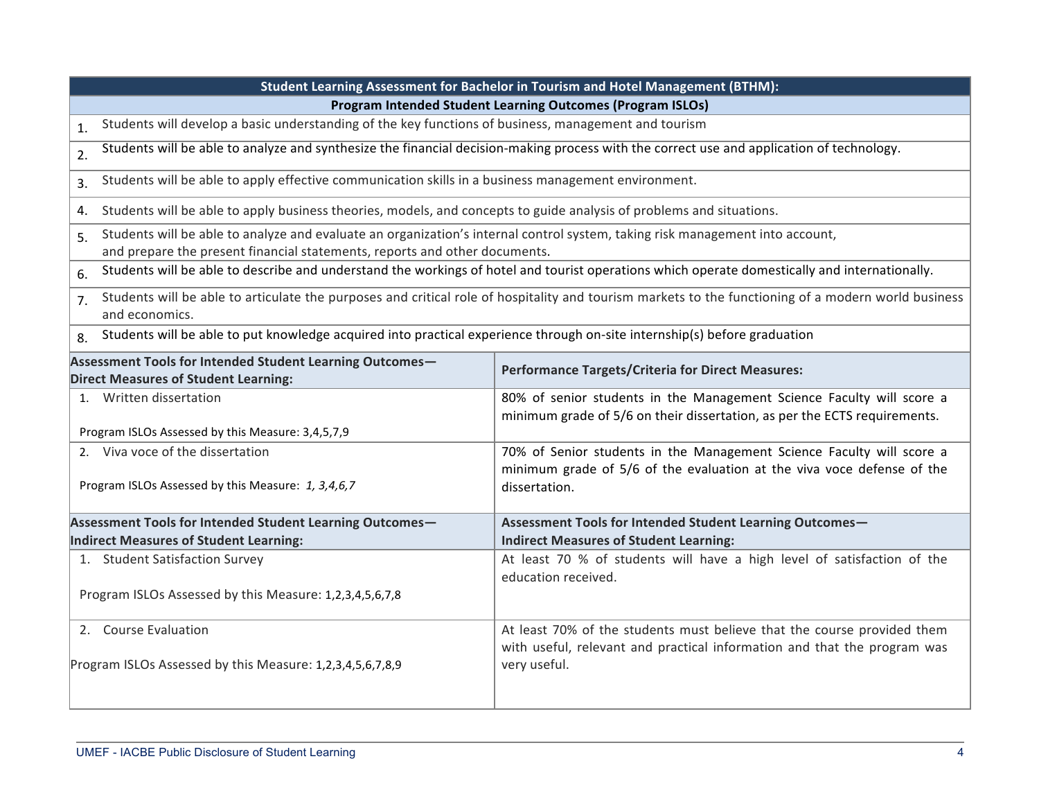| Student Learning Assessment for Bachelor in Tourism and Hotel Management (BTHM): | |
|---|---|
| **Program Intended Student Learning Outcomes (Program ISLOs)** | |
| 1. Students will develop a basic understanding of the key functions of business, management and tourism | |
| 2. Students will be able to analyze and synthesize the financial decision-making process with the correct use and application of technology. | |
| 3. Students will be able to apply effective communication skills in a business management environment. | |
| 4. Students will be able to apply business theories, models, and concepts to guide analysis of problems and situations. | |
| 5. Students will be able to analyze and evaluate an organization's internal control system, taking risk management into account, and prepare the present financial statements, reports and other documents. | |
| 6. Students will be able to describe and understand the workings of hotel and tourist operations which operate domestically and internationally. | |
| 7. Students will be able to articulate the purposes and critical role of hospitality and tourism markets to the functioning of a modern world business and economics. | |
| 8. Students will be able to put knowledge acquired into practical experience through on-site internship(s) before graduation | |
| **Assessment Tools for Intended Student Learning Outcomes—Direct Measures of Student Learning:** | **Performance Targets/Criteria for Direct Measures:** |
| 1. Written dissertation<br><br>Program ISLOs Assessed by this Measure: 3,4,5,7,9 | 80% of senior students in the Management Science Faculty will score a minimum grade of 5/6 on their dissertation, as per the ECTS requirements. |
| 2. Viva voce of the dissertation<br><br>Program ISLOs Assessed by this Measure: *1, 3,4,6,7* | 70% of Senior students in the Management Science Faculty will score a minimum grade of 5/6 of the evaluation at the viva voce defense of the dissertation. |
| **Assessment Tools for Intended Student Learning Outcomes—Indirect Measures of Student Learning:** | **Assessment Tools for Intended Student Learning Outcomes—Indirect Measures of Student Learning:** |
| 1. Student Satisfaction Survey<br><br>Program ISLOs Assessed by this Measure: 1,2,3,4,5,6,7,8 | At least 70 % of students will have a high level of satisfaction of the education received. |
| 2. Course Evaluation<br><br>Program ISLOs Assessed by this Measure: 1,2,3,4,5,6,7,8,9 | At least 70% of the students must believe that the course provided them with useful, relevant and practical information and that the program was very useful. |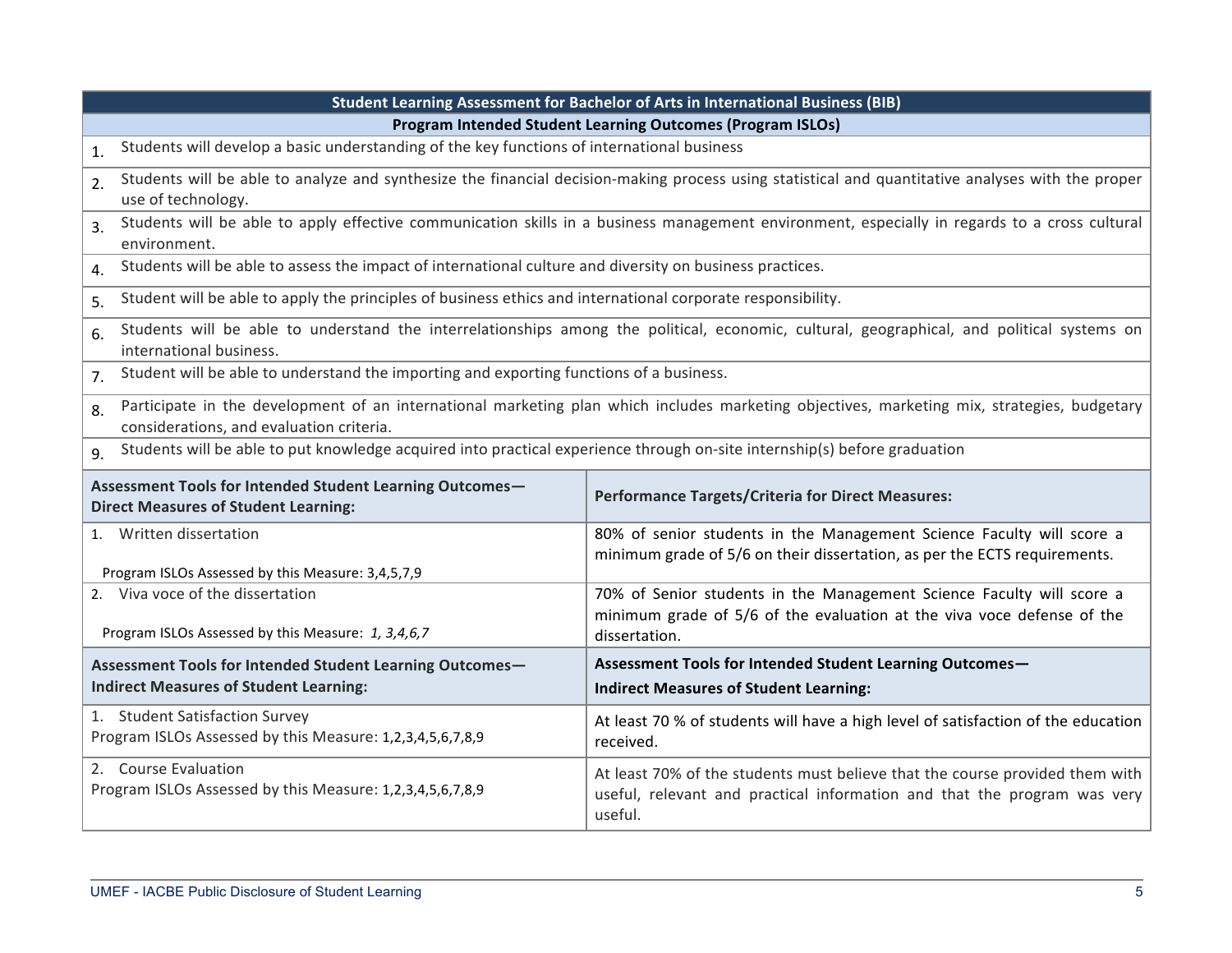| Student Learning Assessment for Bachelor of Arts in International Business (BIB) | |
|---|---|
| **Program Intended Student Learning Outcomes (Program ISLOs)** | |
| 1. Students will develop a basic understanding of the key functions of international business | |
| 2. Students will be able to analyze and synthesize the financial decision-making process using statistical and quantitative analyses with the proper use of technology. | |
| 3. Students will be able to apply effective communication skills in a business management environment, especially in regards to a cross cultural environment. | |
| 4. Students will be able to assess the impact of international culture and diversity on business practices. | |
| 5. Student will be able to apply the principles of business ethics and international corporate responsibility. | |
| 6. Students will be able to understand the interrelationships among the political, economic, cultural, geographical, and political systems on international business. | |
| 7. Student will be able to understand the importing and exporting functions of a business. | |
| 8. Participate in the development of an international marketing plan which includes marketing objectives, marketing mix, strategies, budgetary considerations, and evaluation criteria. | |
| 9. Students will be able to put knowledge acquired into practical experience through on-site internship(s) before graduation | |
| **Assessment Tools for Intended Student Learning Outcomes—Direct Measures of Student Learning:** | **Performance Targets/Criteria for Direct Measures:** |
| 1. Written dissertation<br><br>Program ISLOs Assessed by this Measure: 3,4,5,7,9 | 80% of senior students in the Management Science Faculty will score a minimum grade of 5/6 on their dissertation, as per the ECTS requirements. |
| 2. Viva voce of the dissertation<br><br>Program ISLOs Assessed by this Measure: *1, 3,4,6,7* | 70% of Senior students in the Management Science Faculty will score a minimum grade of 5/6 of the evaluation at the viva voce defense of the dissertation. |
| **Assessment Tools for Intended Student Learning Outcomes—Indirect Measures of Student Learning:** | **Assessment Tools for Intended Student Learning Outcomes—Indirect Measures of Student Learning:** |
| 1. Student Satisfaction Survey<br>Program ISLOs Assessed by this Measure: 1,2,3,4,5,6,7,8,9 | At least 70 % of students will have a high level of satisfaction of the education received. |
| 2. Course Evaluation<br>Program ISLOs Assessed by this Measure: 1,2,3,4,5,6,7,8,9 | At least 70% of the students must believe that the course provided them with useful, relevant and practical information and that the program was very useful. |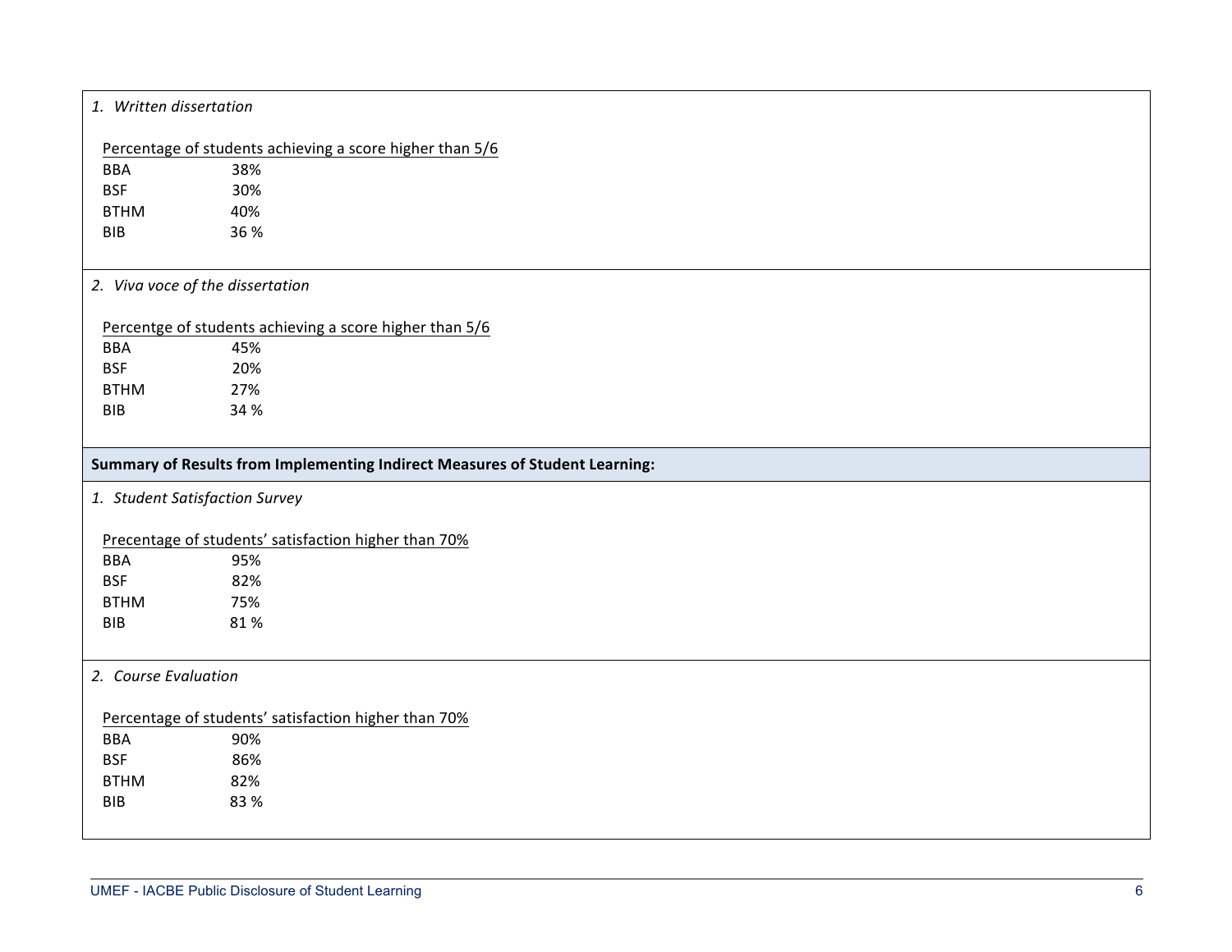*1. Written dissertation*

Percentage of students achieving a score higher than 5/6

| | |
|---|---|
| BBA | 38% |
| BSF | 30% |
| BTHM | 40% |
| BIB | 36 % |

*2. Viva voce of the dissertation*

Percentge of students achieving a score higher than 5/6

| | |
|---|---|
| BBA | 45% |
| BSF | 20% |
| BTHM | 27% |
| BIB | 34 % |

**Summary of Results from Implementing Indirect Measures of Student Learning:**

*1. Student Satisfaction Survey*

Precentage of students' satisfaction higher than 70%

| | |
|---|---|
| BBA | 95% |
| BSF | 82% |
| BTHM | 75% |
| BIB | 81 % |

*2. Course Evaluation*

Percentage of students' satisfaction higher than 70%

| | |
|---|---|
| BBA | 90% |
| BSF | 86% |
| BTHM | 82% |
| BIB | 83 % |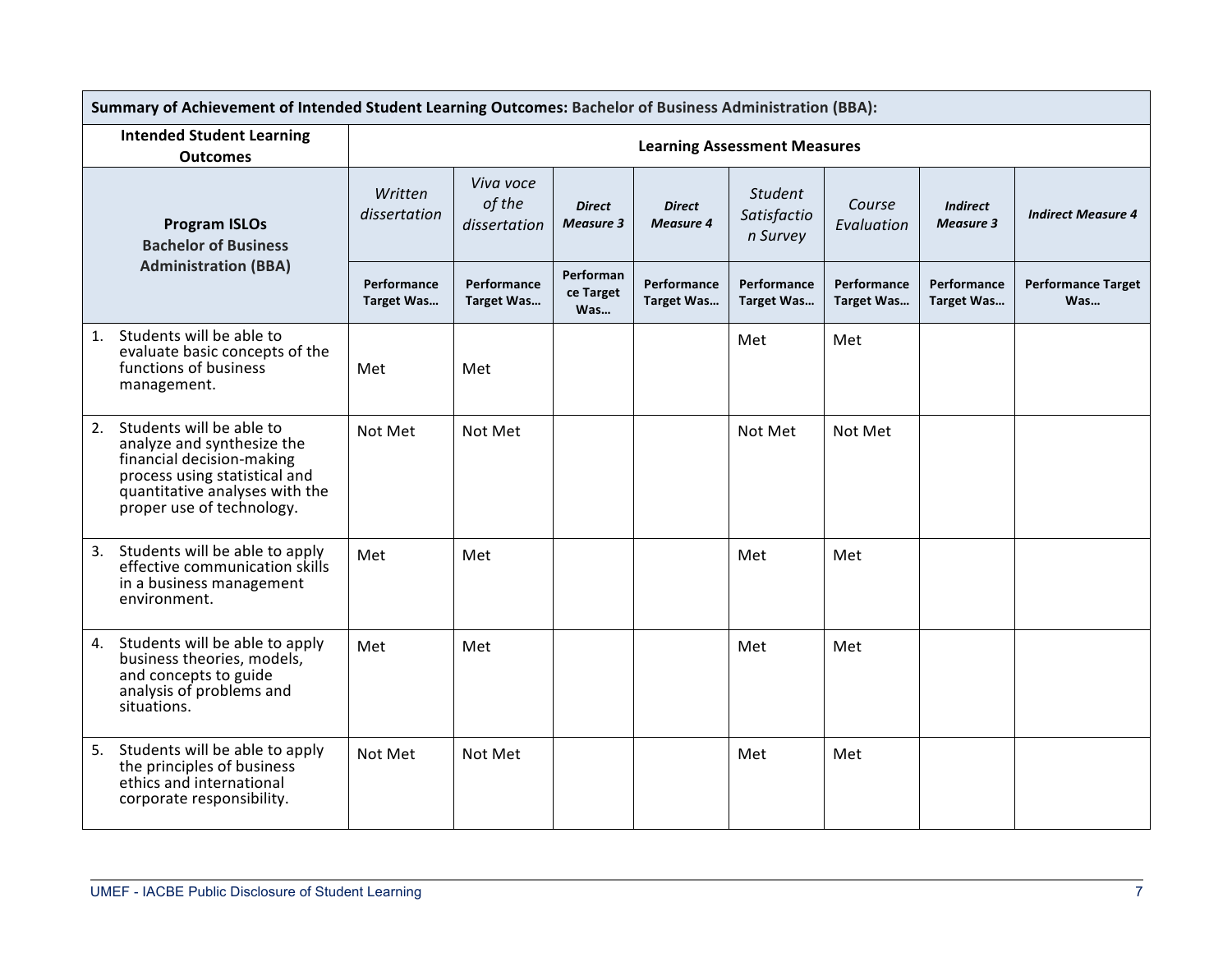| **Summary of Achievement of Intended Student Learning Outcomes:** Bachelor of Business Administration (BBA): | | | | | | | | |
|---|---|---|---|---|---|---|---|---|
| **Intended Student Learning Outcomes** | **Learning Assessment Measures** | | | | | | | |
| **Program ISLOs Bachelor of Business Administration (BBA)** | *Written dissertation* | *Viva voce of the dissertation* | ***Direct Measure 3*** | ***Direct Measure 4*** | *Student Satisfaction Survey* | *Course Evaluation* | ***Indirect Measure 3*** | ***Indirect Measure 4*** |
| | **Performance Target Was…** | **Performance Target Was…** | **Performance Target Was…** | **Performance Target Was…** | **Performance Target Was…** | **Performance Target Was…** | **Performance Target Was…** | **Performance Target Was…** |
| 1. Students will be able to evaluate basic concepts of the functions of business management. | Met | Met | | | Met | Met | | |
| 2. Students will be able to analyze and synthesize the financial decision-making process using statistical and quantitative analyses with the proper use of technology. | Not Met | Not Met | | | Not Met | Not Met | | |
| 3. Students will be able to apply effective communication skills in a business management environment. | Met | Met | | | Met | Met | | |
| 4. Students will be able to apply business theories, models, and concepts to guide analysis of problems and situations. | Met | Met | | | Met | Met | | |
| 5. Students will be able to apply the principles of business ethics and international corporate responsibility. | Not Met | Not Met | | | Met | Met | | |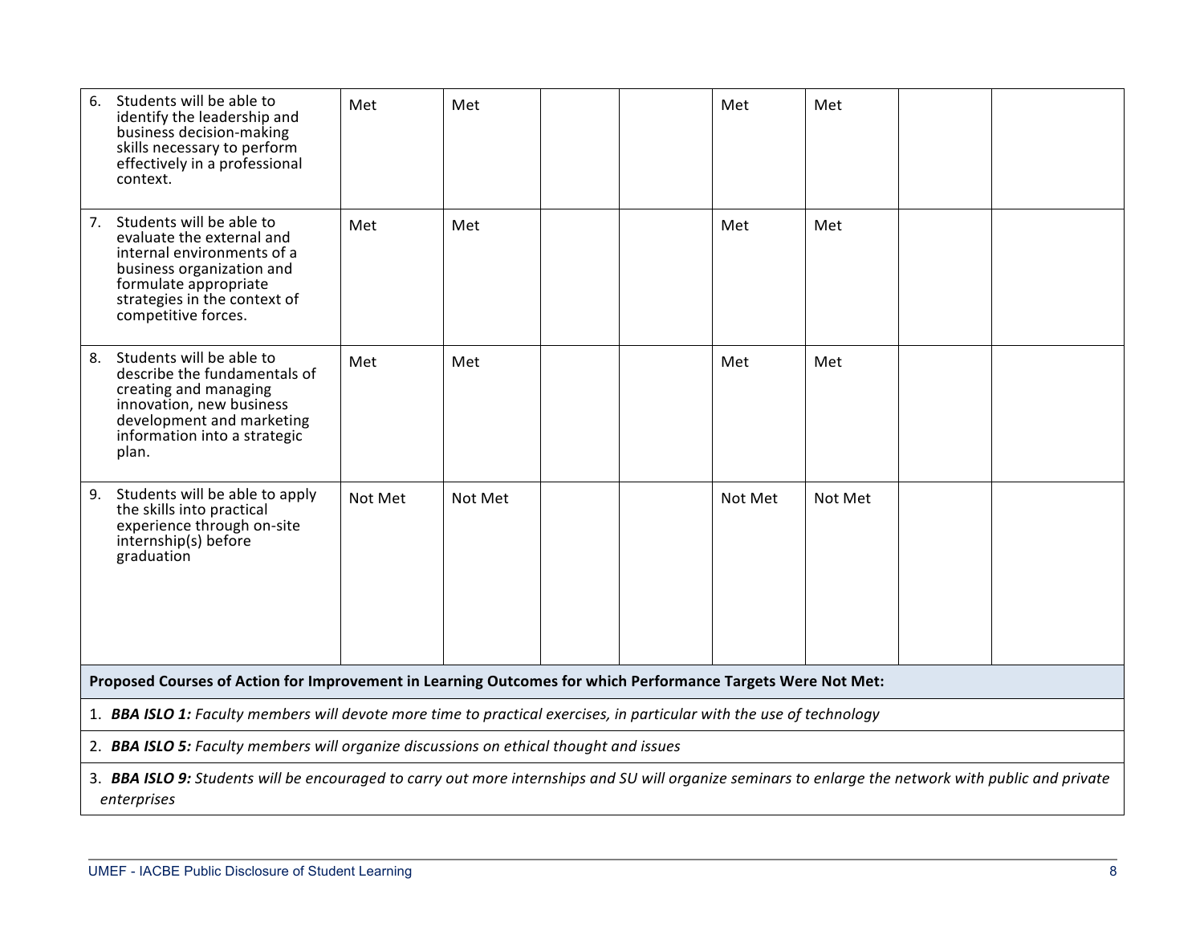| | | | | | | | | |
|---|---|---|---|---|---|---|---|---|
| 6. Students will be able to identify the leadership and business decision-making skills necessary to perform effectively in a professional context. | Met | Met | | | Met | Met | | |
| 7. Students will be able to evaluate the external and internal environments of a business organization and formulate appropriate strategies in the context of competitive forces. | Met | Met | | | Met | Met | | |
| 8. Students will be able to describe the fundamentals of creating and managing innovation, new business development and marketing information into a strategic plan. | Met | Met | | | Met | Met | | |
| 9. Students will be able to apply the skills into practical experience through on-site internship(s) before graduation | Not Met | Not Met | | | Not Met | Not Met | | |

**Proposed Courses of Action for Improvement in Learning Outcomes for which Performance Targets Were Not Met:**

1. ***BBA ISLO 1:*** *Faculty members will devote more time to practical exercises, in particular with the use of technology*
2. ***BBA ISLO 5:*** *Faculty members will organize discussions on ethical thought and issues*
3. ***BBA ISLO 9:*** *Students will be encouraged to carry out more internships and SU will organize seminars to enlarge the network with public and private enterprises*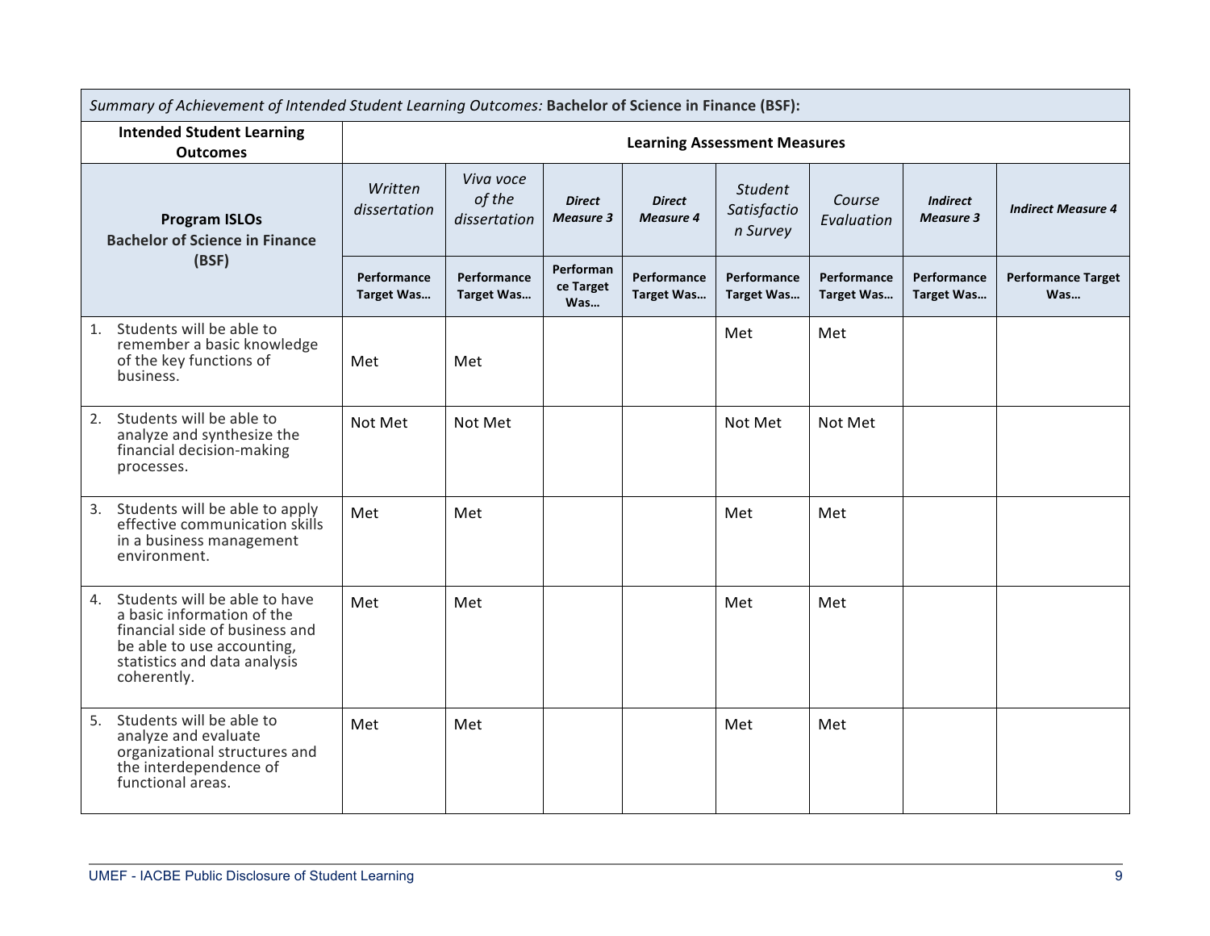| *Summary of Achievement of Intended Student Learning Outcomes:* **Bachelor of Science in Finance (BSF):** | | | | | | | | |
|---|---|---|---|---|---|---|---|---|
| **Intended Student Learning Outcomes** | **Learning Assessment Measures** | | | | | | | |
| **Program ISLOs Bachelor of Science in Finance (BSF)** | *Written dissertation* | *Viva voce of the dissertation* | ***Direct Measure 3*** | ***Direct Measure 4*** | *Student Satisfaction Survey* | *Course Evaluation* | ***Indirect Measure 3*** | ***Indirect Measure 4*** |
| | **Performance Target Was…** | **Performance Target Was…** | **Performance Target Was…** | **Performance Target Was…** | **Performance Target Was…** | **Performance Target Was…** | **Performance Target Was…** | **Performance Target Was…** |
| 1. Students will be able to remember a basic knowledge of the key functions of business. | Met | Met | | | Met | Met | | |
| 2. Students will be able to analyze and synthesize the financial decision-making processes. | Not Met | Not Met | | | Not Met | Not Met | | |
| 3. Students will be able to apply effective communication skills in a business management environment. | Met | Met | | | Met | Met | | |
| 4. Students will be able to have a basic information of the financial side of business and be able to use accounting, statistics and data analysis coherently. | Met | Met | | | Met | Met | | |
| 5. Students will be able to analyze and evaluate organizational structures and the interdependence of functional areas. | Met | Met | | | Met | Met | | |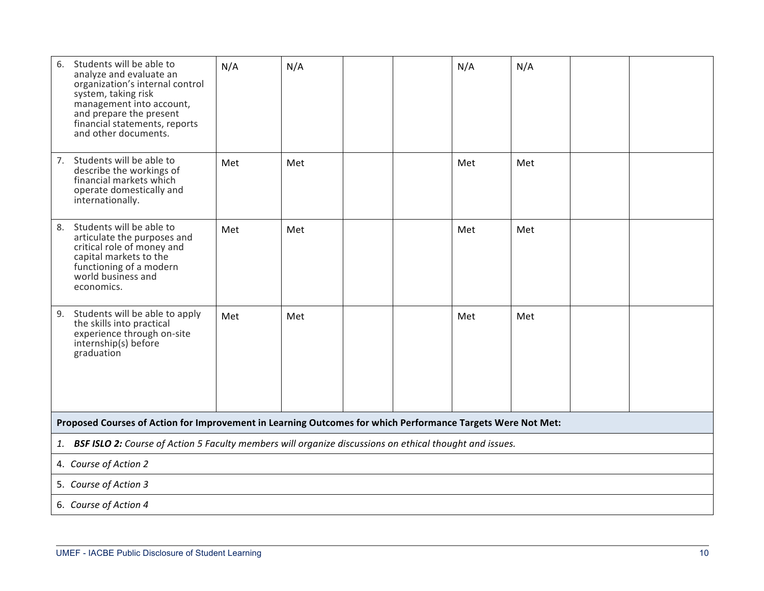| | | | | | | | | |
|---|---|---|---|---|---|---|---|---|
| 6. Students will be able to analyze and evaluate an organization's internal control system, taking risk management into account, and prepare the present financial statements, reports and other documents. | N/A | N/A | | | N/A | N/A | | |
| 7. Students will be able to describe the workings of financial markets which operate domestically and internationally. | Met | Met | | | Met | Met | | |
| 8. Students will be able to articulate the purposes and critical role of money and capital markets to the functioning of a modern world business and economics. | Met | Met | | | Met | Met | | |
| 9. Students will be able to apply the skills into practical experience through on-site internship(s) before graduation | Met | Met | | | Met | Met | | |

**Proposed Courses of Action for Improvement in Learning Outcomes for which Performance Targets Were Not Met:**

1. ***BSF ISLO 2:*** *Course of Action 5 Faculty members will organize discussions on ethical thought and issues.*

4. *Course of Action 2*

5. *Course of Action 3*

6. *Course of Action 4*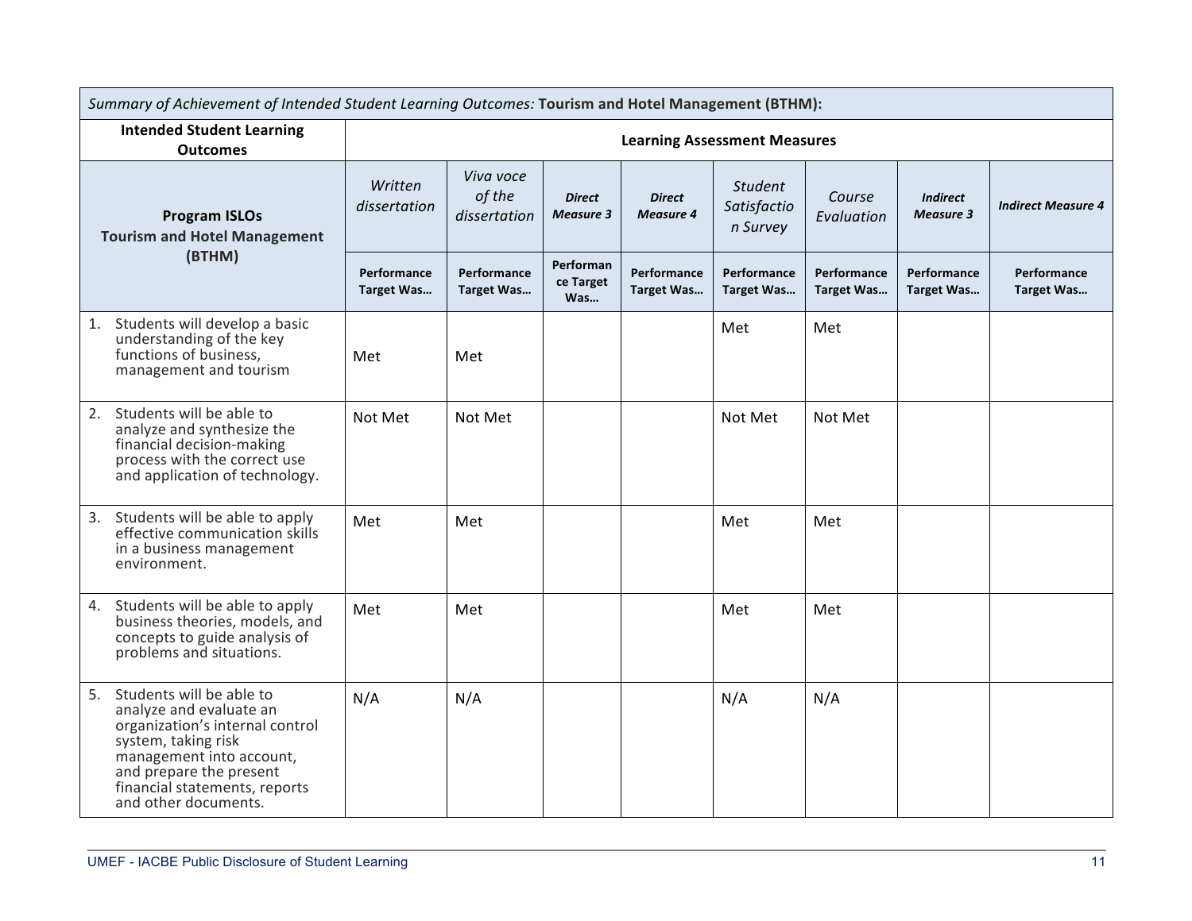| *Summary of Achievement of Intended Student Learning Outcomes:* **Tourism and Hotel Management (BTHM):** | | | | | | | | |
|---|---|---|---|---|---|---|---|---|
| **Intended Student Learning Outcomes** | **Learning Assessment Measures** | | | | | | | |
| **Program ISLOs Tourism and Hotel Management (BTHM)** | *Written dissertation* | *Viva voce of the dissertation* | ***Direct Measure 3*** | ***Direct Measure 4*** | *Student Satisfaction Survey* | *Course Evaluation* | ***Indirect Measure 3*** | ***Indirect Measure 4*** |
| | **Performance Target Was…** | **Performance Target Was…** | **Performance Target Was…** | **Performance Target Was…** | **Performance Target Was…** | **Performance Target Was…** | **Performance Target Was…** | **Performance Target Was…** |
| 1. Students will develop a basic understanding of the key functions of business, management and tourism | Met | Met | | | Met | Met | | |
| 2. Students will be able to analyze and synthesize the financial decision-making process with the correct use and application of technology. | Not Met | Not Met | | | Not Met | Not Met | | |
| 3. Students will be able to apply effective communication skills in a business management environment. | Met | Met | | | Met | Met | | |
| 4. Students will be able to apply business theories, models, and concepts to guide analysis of problems and situations. | Met | Met | | | Met | Met | | |
| 5. Students will be able to analyze and evaluate an organization's internal control system, taking risk management into account, and prepare the present financial statements, reports and other documents. | N/A | N/A | | | N/A | N/A | | |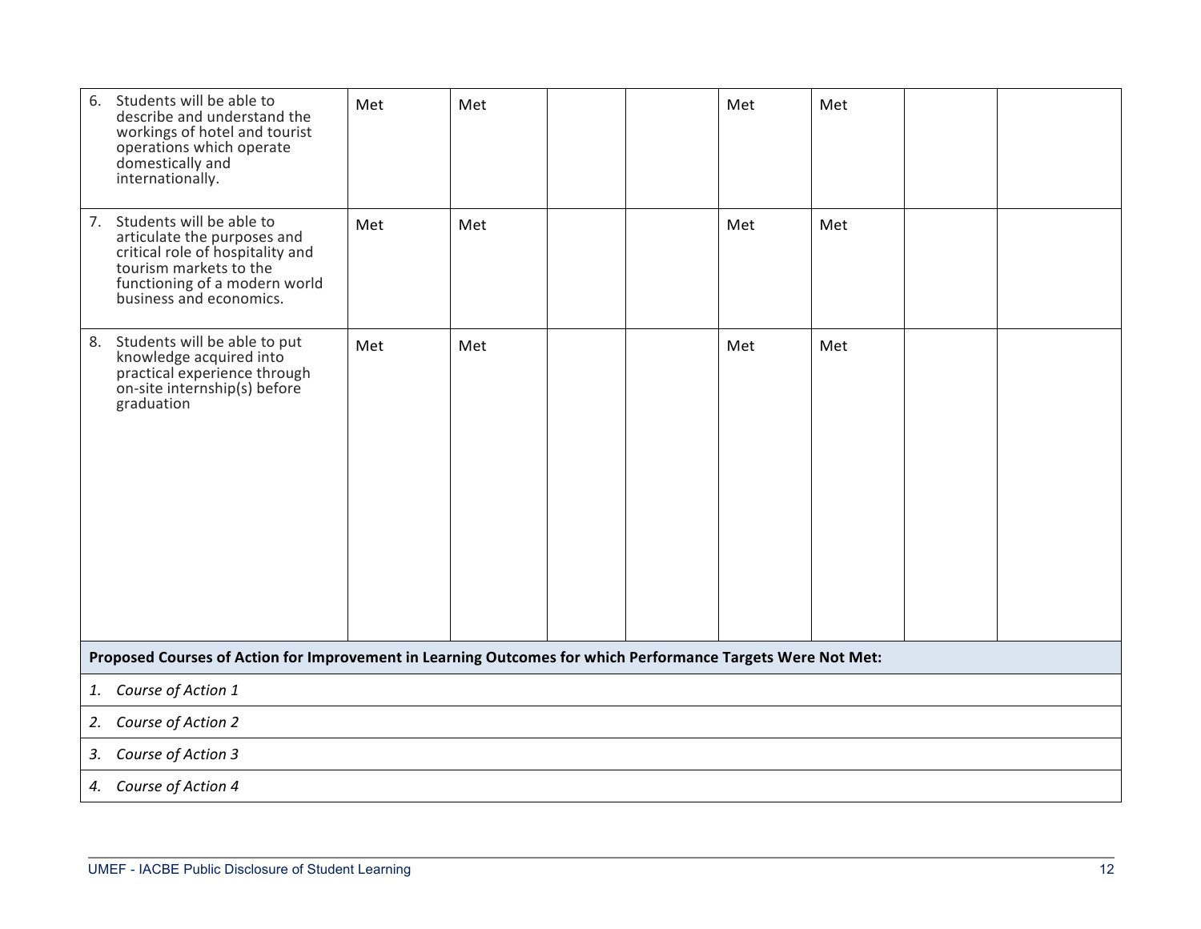| | | | | | | | | |
|---|---|---|---|---|---|---|---|---|
| 6. Students will be able to describe and understand the workings of hotel and tourist operations which operate domestically and internationally. | Met | Met | | | Met | Met | | |
| 7. Students will be able to articulate the purposes and critical role of hospitality and tourism markets to the functioning of a modern world business and economics. | Met | Met | | | Met | Met | | |
| 8. Students will be able to put knowledge acquired into practical experience through on-site internship(s) before graduation | Met | Met | | | Met | Met | | |

**Proposed Courses of Action for Improvement in Learning Outcomes for which Performance Targets Were Not Met:**

1. *Course of Action 1*
2. *Course of Action 2*
3. *Course of Action 3*
4. *Course of Action 4*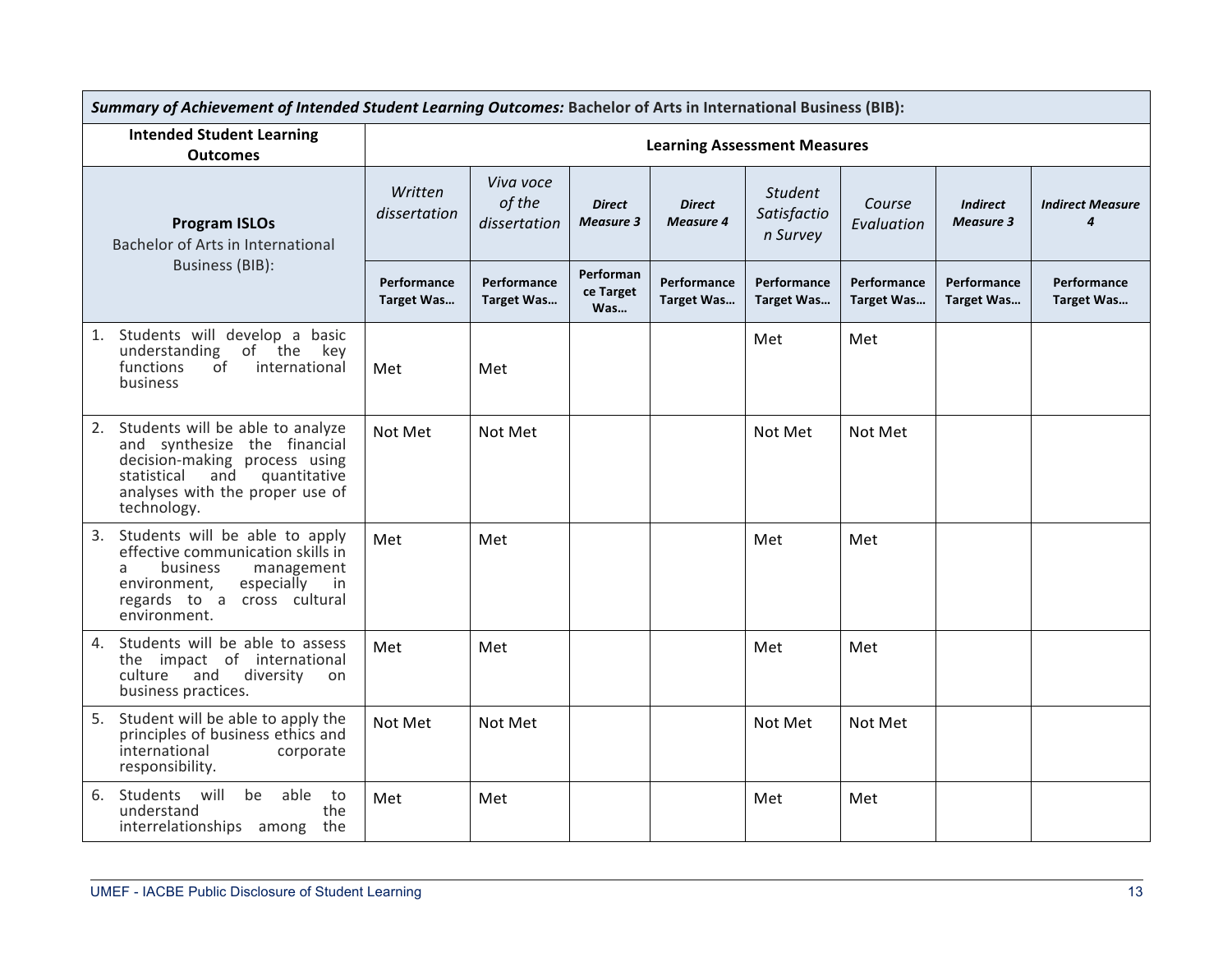| ***Summary of Achievement of Intended Student Learning Outcomes:*** **Bachelor of Arts in International Business (BIB):** | | | | | | | | |
|---|---|---|---|---|---|---|---|---|
| **Intended Student Learning Outcomes** | **Learning Assessment Measures** | | | | | | | |
| **Program ISLOs** Bachelor of Arts in International Business (BIB): | *Written dissertation* | *Viva voce of the dissertation* | ***Direct Measure 3*** | ***Direct Measure 4*** | *Student Satisfaction Survey* | *Course Evaluation* | ***Indirect Measure 3*** | ***Indirect Measure 4*** |
| | **Performance Target Was…** | **Performance Target Was…** | **Performance Target Was…** | **Performance Target Was…** | **Performance Target Was…** | **Performance Target Was…** | **Performance Target Was…** | **Performance Target Was…** |
| 1. Students will develop a basic understanding of the key functions of international business | Met | Met | | | Met | Met | | |
| 2. Students will be able to analyze and synthesize the financial decision-making process using statistical and quantitative analyses with the proper use of technology. | Not Met | Not Met | | | Not Met | Not Met | | |
| 3. Students will be able to apply effective communication skills in a business management environment, especially in regards to a cross cultural environment. | Met | Met | | | Met | Met | | |
| 4. Students will be able to assess the impact of international culture and diversity on business practices. | Met | Met | | | Met | Met | | |
| 5. Student will be able to apply the principles of business ethics and international corporate responsibility. | Not Met | Not Met | | | Not Met | Not Met | | |
| 6. Students will be able to understand the interrelationships among the | Met | Met | | | Met | Met | | |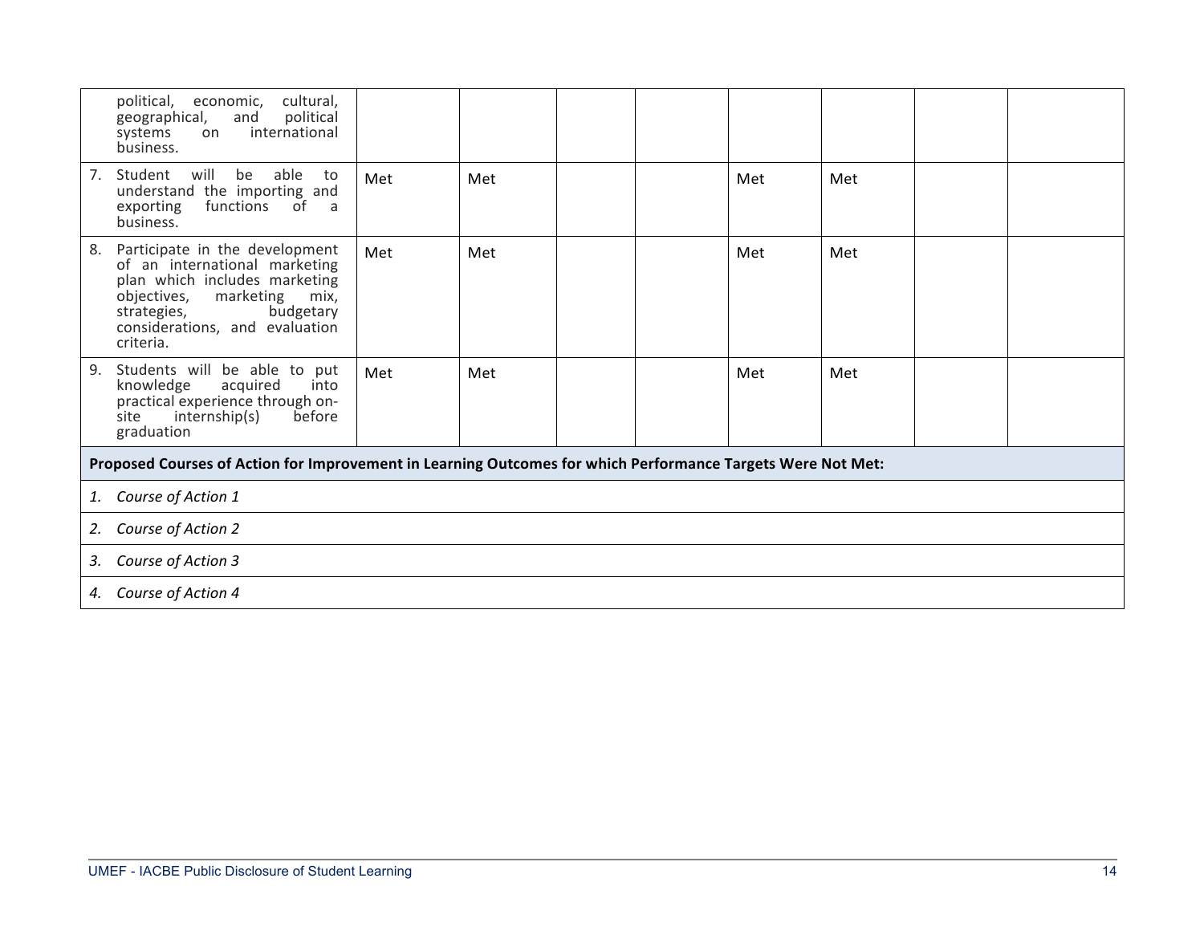| | | | | | | | | |
|---|---|---|---|---|---|---|---|---|
| political, economic, cultural, geographical, and political systems on international business. | | | | | | | | |
| 7. Student will be able to understand the importing and exporting functions of a business. | Met | Met | | | Met | Met | | |
| 8. Participate in the development of an international marketing plan which includes marketing objectives, marketing mix, strategies, budgetary considerations, and evaluation criteria. | Met | Met | | | Met | Met | | |
| 9. Students will be able to put knowledge acquired into practical experience through on-site internship(s) before graduation | Met | Met | | | Met | Met | | |
| **Proposed Courses of Action for Improvement in Learning Outcomes for which Performance Targets Were Not Met:** | | | | | | | | |
| *1. Course of Action 1* | | | | | | | | |
| *2. Course of Action 2* | | | | | | | | |
| *3. Course of Action 3* | | | | | | | | |
| *4. Course of Action 4* | | | | | | | | |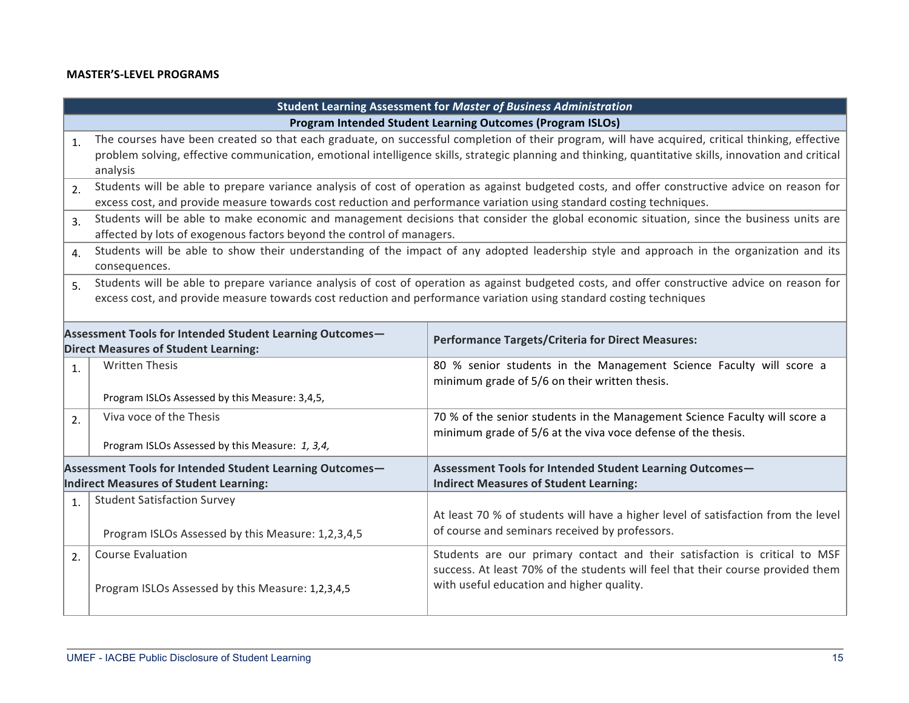**MASTER'S-LEVEL PROGRAMS**

| **Student Learning Assessment for *Master of Business Administration*** | | |
|---|---|---|
| **Program Intended Student Learning Outcomes (Program ISLOs)** | | |
| 1. | The courses have been created so that each graduate, on successful completion of their program, will have acquired, critical thinking, effective problem solving, effective communication, emotional intelligence skills, strategic planning and thinking, quantitative skills, innovation and critical analysis | |
| 2. | Students will be able to prepare variance analysis of cost of operation as against budgeted costs, and offer constructive advice on reason for excess cost, and provide measure towards cost reduction and performance variation using standard costing techniques. | |
| 3. | Students will be able to make economic and management decisions that consider the global economic situation, since the business units are affected by lots of exogenous factors beyond the control of managers. | |
| 4. | Students will be able to show their understanding of the impact of any adopted leadership style and approach in the organization and its consequences. | |
| 5. | Students will be able to prepare variance analysis of cost of operation as against budgeted costs, and offer constructive advice on reason for excess cost, and provide measure towards cost reduction and performance variation using standard costing techniques | |
| **Assessment Tools for Intended Student Learning Outcomes—Direct Measures of Student Learning:** | | **Performance Targets/Criteria for Direct Measures:** |
| 1. | Written Thesis<br><br>Program ISLOs Assessed by this Measure: 3,4,5, | 80 % senior students in the Management Science Faculty will score a minimum grade of 5/6 on their written thesis. |
| 2. | Viva voce of the Thesis<br><br>Program ISLOs Assessed by this Measure: *1, 3,4,* | 70 % of the senior students in the Management Science Faculty will score a minimum grade of 5/6 at the viva voce defense of the thesis. |
| **Assessment Tools for Intended Student Learning Outcomes—Indirect Measures of Student Learning:** | | **Assessment Tools for Intended Student Learning Outcomes—Indirect Measures of Student Learning:** |
| 1. | Student Satisfaction Survey<br><br>Program ISLOs Assessed by this Measure: 1,2,3,4,5 | At least 70 % of students will have a higher level of satisfaction from the level of course and seminars received by professors. |
| 2. | Course Evaluation<br><br>Program ISLOs Assessed by this Measure: 1,2,3,4,5 | Students are our primary contact and their satisfaction is critical to MSF success. At least 70% of the students will feel that their course provided them with useful education and higher quality. |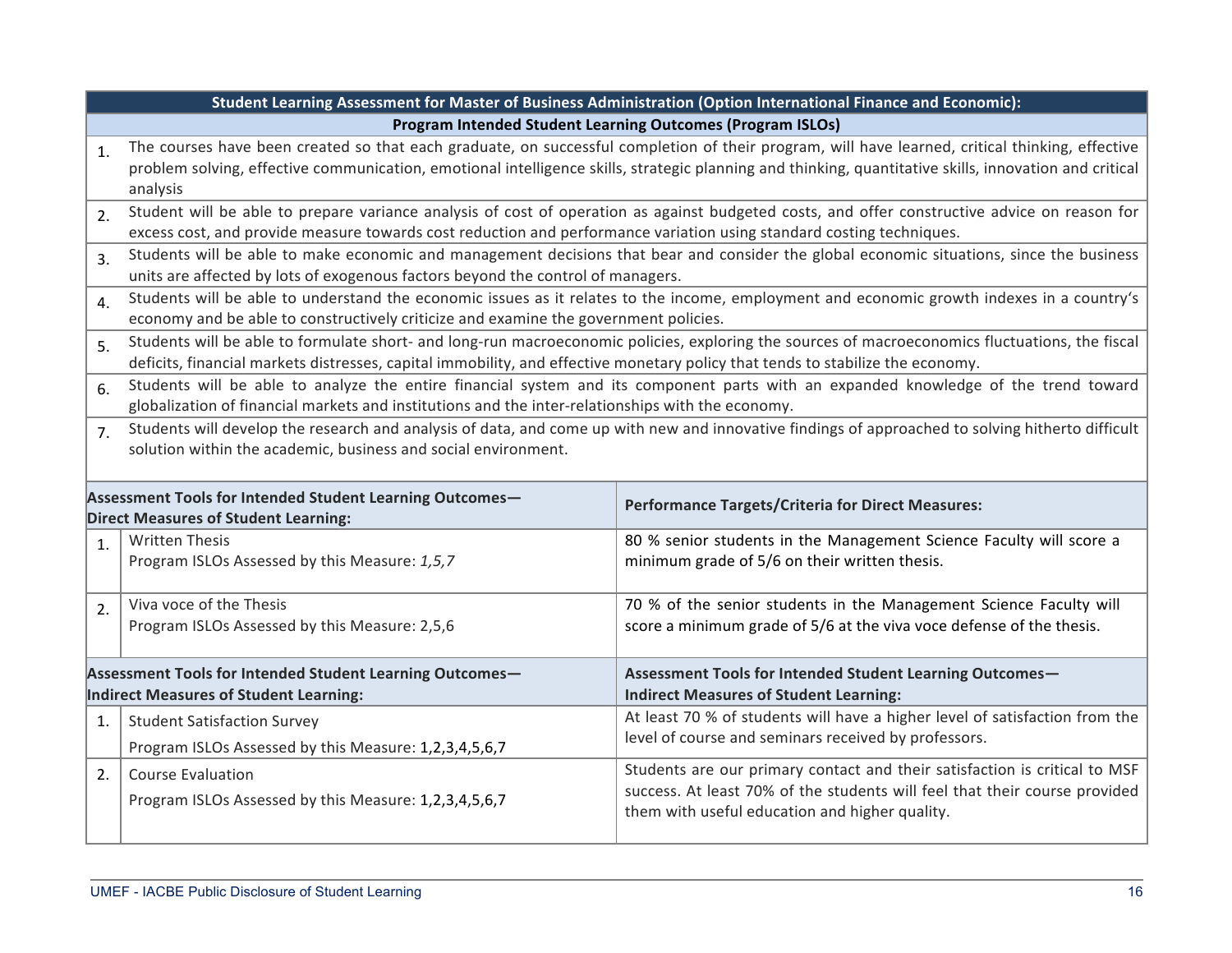| Student Learning Assessment for Master of Business Administration (Option International Finance and Economic): | |
|---|---|
| **Program Intended Student Learning Outcomes (Program ISLOs)** | |
| 1. | The courses have been created so that each graduate, on successful completion of their program, will have learned, critical thinking, effective problem solving, effective communication, emotional intelligence skills, strategic planning and thinking, quantitative skills, innovation and critical analysis |
| 2. | Student will be able to prepare variance analysis of cost of operation as against budgeted costs, and offer constructive advice on reason for excess cost, and provide measure towards cost reduction and performance variation using standard costing techniques. |
| 3. | Students will be able to make economic and management decisions that bear and consider the global economic situations, since the business units are affected by lots of exogenous factors beyond the control of managers. |
| 4. | Students will be able to understand the economic issues as it relates to the income, employment and economic growth indexes in a country's economy and be able to constructively criticize and examine the government policies. |
| 5. | Students will be able to formulate short- and long-run macroeconomic policies, exploring the sources of macroeconomics fluctuations, the fiscal deficits, financial markets distresses, capital immobility, and effective monetary policy that tends to stabilize the economy. |
| 6. | Students will be able to analyze the entire financial system and its component parts with an expanded knowledge of the trend toward globalization of financial markets and institutions and the inter-relationships with the economy. |
| 7. | Students will develop the research and analysis of data, and come up with new and innovative findings of approached to solving hitherto difficult solution within the academic, business and social environment. |

| | Assessment Tools for Intended Student Learning Outcomes—Direct Measures of Student Learning: | Performance Targets/Criteria for Direct Measures: |
|---|---|---|
| 1. | Written Thesis<br>Program ISLOs Assessed by this Measure: *1,5,7* | 80 % senior students in the Management Science Faculty will score a minimum grade of 5/6 on their written thesis. |
| 2. | Viva voce of the Thesis<br>Program ISLOs Assessed by this Measure: 2,5,6 | 70 % of the senior students in the Management Science Faculty will score a minimum grade of 5/6 at the viva voce defense of the thesis. |
| | **Assessment Tools for Intended Student Learning Outcomes—Indirect Measures of Student Learning:** | **Assessment Tools for Intended Student Learning Outcomes—Indirect Measures of Student Learning:** |
| 1. | Student Satisfaction Survey<br>Program ISLOs Assessed by this Measure: 1,2,3,4,5,6,7 | At least 70 % of students will have a higher level of satisfaction from the level of course and seminars received by professors. |
| 2. | Course Evaluation<br>Program ISLOs Assessed by this Measure: 1,2,3,4,5,6,7 | Students are our primary contact and their satisfaction is critical to MSF success. At least 70% of the students will feel that their course provided them with useful education and higher quality. |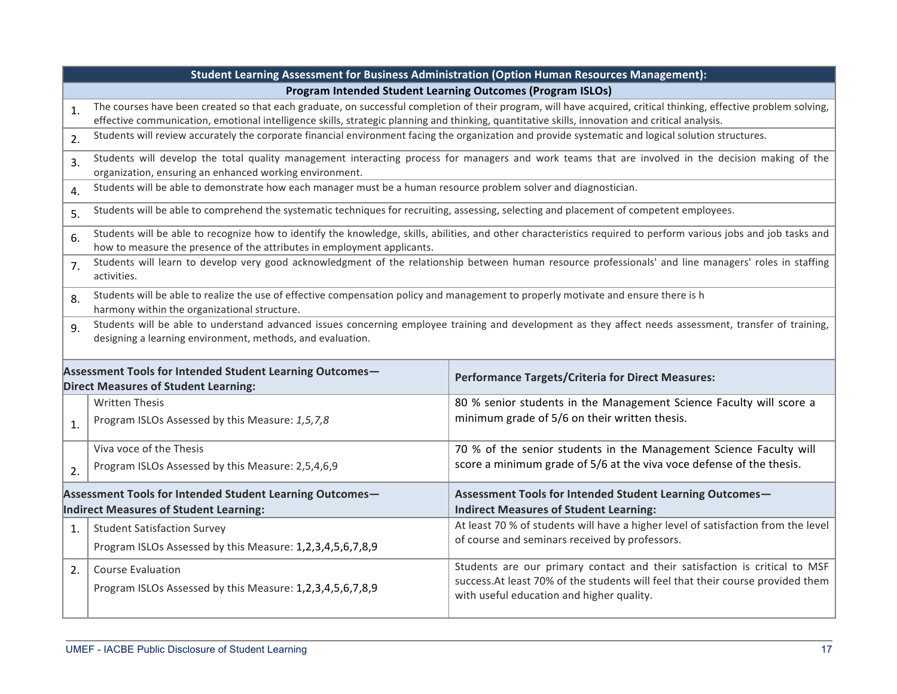| Student Learning Assessment for Business Administration (Option Human Resources Management): | |
|---|---|
| **Program Intended Student Learning Outcomes (Program ISLOs)** | |
| 1. | The courses have been created so that each graduate, on successful completion of their program, will have acquired, critical thinking, effective problem solving, effective communication, emotional intelligence skills, strategic planning and thinking, quantitative skills, innovation and critical analysis. |
| 2. | Students will review accurately the corporate financial environment facing the organization and provide systematic and logical solution structures. |
| 3. | Students will develop the total quality management interacting process for managers and work teams that are involved in the decision making of the organization, ensuring an enhanced working environment. |
| 4. | Students will be able to demonstrate how each manager must be a human resource problem solver and diagnostician. |
| 5. | Students will be able to comprehend the systematic techniques for recruiting, assessing, selecting and placement of competent employees. |
| 6. | Students will be able to recognize how to identify the knowledge, skills, abilities, and other characteristics required to perform various jobs and job tasks and how to measure the presence of the attributes in employment applicants. |
| 7. | Students will learn to develop very good acknowledgment of the relationship between human resource professionals' and line managers' roles in staffing activities. |
| 8. | Students will be able to realize the use of effective compensation policy and management to properly motivate and ensure there is h harmony within the organizational structure. |
| 9. | Students will be able to understand advanced issues concerning employee training and development as they affect needs assessment, transfer of training, designing a learning environment, methods, and evaluation. |

| **Assessment Tools for Intended Student Learning Outcomes—Direct Measures of Student Learning:** | **Performance Targets/Criteria for Direct Measures:** |
|---|---|
| 1. Written Thesis<br>Program ISLOs Assessed by this Measure: *1,5,7,8* | 80 % senior students in the Management Science Faculty will score a minimum grade of 5/6 on their written thesis. |
| 2. Viva voce of the Thesis<br>Program ISLOs Assessed by this Measure: 2,5,4,6,9 | 70 % of the senior students in the Management Science Faculty will score a minimum grade of 5/6 at the viva voce defense of the thesis. |
| **Assessment Tools for Intended Student Learning Outcomes—Indirect Measures of Student Learning:** | **Assessment Tools for Intended Student Learning Outcomes—Indirect Measures of Student Learning:** |
| 1. Student Satisfaction Survey<br>Program ISLOs Assessed by this Measure: 1,2,3,4,5,6,7,8,9 | At least 70 % of students will have a higher level of satisfaction from the level of course and seminars received by professors. |
| 2. Course Evaluation<br>Program ISLOs Assessed by this Measure: 1,2,3,4,5,6,7,8,9 | Students are our primary contact and their satisfaction is critical to MSF success.At least 70% of the students will feel that their course provided them with useful education and higher quality. |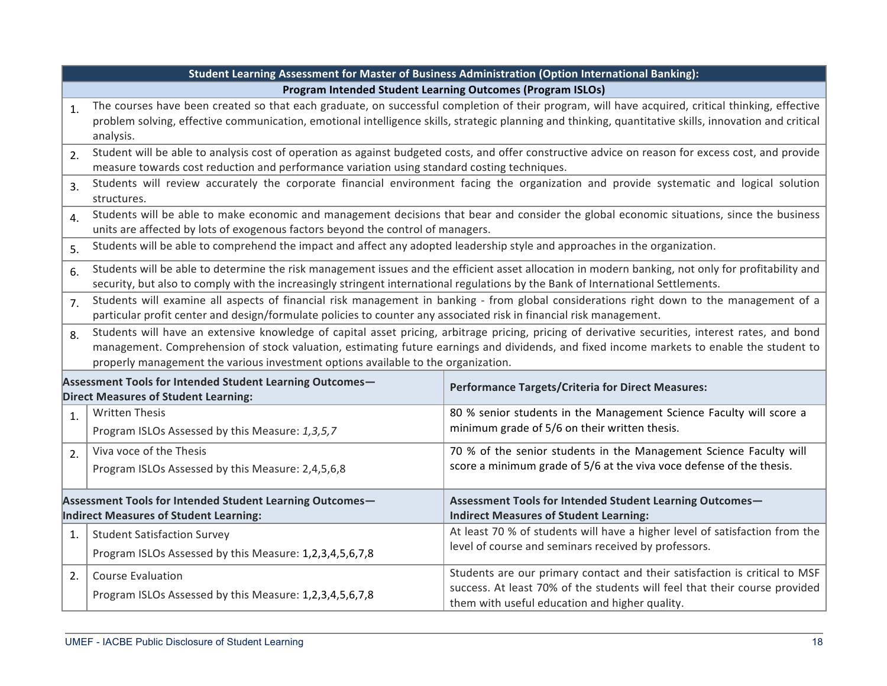| Student Learning Assessment for Master of Business Administration (Option International Banking): | |
|---|---|
| **Program Intended Student Learning Outcomes (Program ISLOs)** | |
| 1. | The courses have been created so that each graduate, on successful completion of their program, will have acquired, critical thinking, effective problem solving, effective communication, emotional intelligence skills, strategic planning and thinking, quantitative skills, innovation and critical analysis. |
| 2. | Student will be able to analysis cost of operation as against budgeted costs, and offer constructive advice on reason for excess cost, and provide measure towards cost reduction and performance variation using standard costing techniques. |
| 3. | Students will review accurately the corporate financial environment facing the organization and provide systematic and logical solution structures. |
| 4. | Students will be able to make economic and management decisions that bear and consider the global economic situations, since the business units are affected by lots of exogenous factors beyond the control of managers. |
| 5. | Students will be able to comprehend the impact and affect any adopted leadership style and approaches in the organization. |
| 6. | Students will be able to determine the risk management issues and the efficient asset allocation in modern banking, not only for profitability and security, but also to comply with the increasingly stringent international regulations by the Bank of International Settlements. |
| 7. | Students will examine all aspects of financial risk management in banking - from global considerations right down to the management of a particular profit center and design/formulate policies to counter any associated risk in financial risk management. |
| 8. | Students will have an extensive knowledge of capital asset pricing, arbitrage pricing, pricing of derivative securities, interest rates, and bond management. Comprehension of stock valuation, estimating future earnings and dividends, and fixed income markets to enable the student to properly management the various investment options available to the organization. |

| Assessment Tools for Intended Student Learning Outcomes—Direct Measures of Student Learning: | Performance Targets/Criteria for Direct Measures: |
|---|---|
| 1. Written Thesis<br>Program ISLOs Assessed by this Measure: *1,3,5,7* | 80 % senior students in the Management Science Faculty will score a minimum grade of 5/6 on their written thesis. |
| 2. Viva voce of the Thesis<br>Program ISLOs Assessed by this Measure: 2,4,5,6,8 | 70 % of the senior students in the Management Science Faculty will score a minimum grade of 5/6 at the viva voce defense of the thesis. |

| Assessment Tools for Intended Student Learning Outcomes—Indirect Measures of Student Learning: | Assessment Tools for Intended Student Learning Outcomes—Indirect Measures of Student Learning: |
|---|---|
| 1. Student Satisfaction Survey<br>Program ISLOs Assessed by this Measure: 1,2,3,4,5,6,7,8 | At least 70 % of students will have a higher level of satisfaction from the level of course and seminars received by professors. |
| 2. Course Evaluation<br>Program ISLOs Assessed by this Measure: 1,2,3,4,5,6,7,8 | Students are our primary contact and their satisfaction is critical to MSF success. At least 70% of the students will feel that their course provided them with useful education and higher quality. |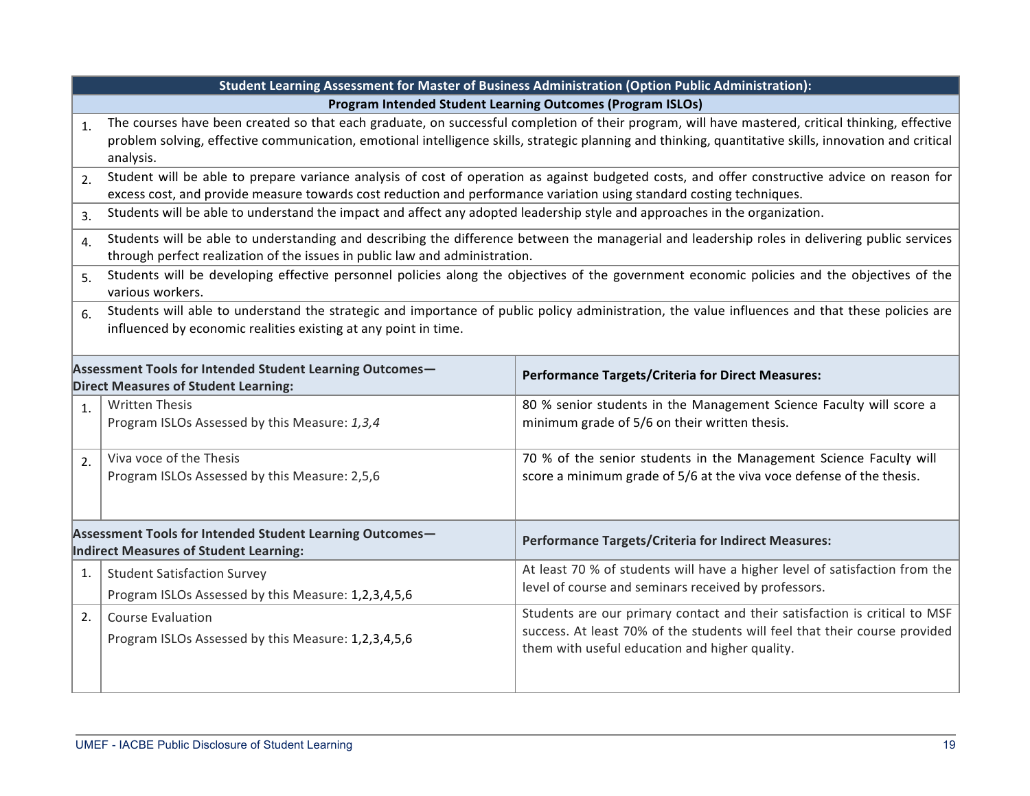| Student Learning Assessment for Master of Business Administration (Option Public Administration): | |
|---|---|
| **Program Intended Student Learning Outcomes (Program ISLOs)** | |
| 1. | The courses have been created so that each graduate, on successful completion of their program, will have mastered, critical thinking, effective problem solving, effective communication, emotional intelligence skills, strategic planning and thinking, quantitative skills, innovation and critical analysis. |
| 2. | Student will be able to prepare variance analysis of cost of operation as against budgeted costs, and offer constructive advice on reason for excess cost, and provide measure towards cost reduction and performance variation using standard costing techniques. |
| 3. | Students will be able to understand the impact and affect any adopted leadership style and approaches in the organization. |
| 4. | Students will be able to understanding and describing the difference between the managerial and leadership roles in delivering public services through perfect realization of the issues in public law and administration. |
| 5. | Students will be developing effective personnel policies along the objectives of the government economic policies and the objectives of the various workers. |
| 6. | Students will able to understand the strategic and importance of public policy administration, the value influences and that these policies are influenced by economic realities existing at any point in time. |

| Assessment Tools for Intended Student Learning Outcomes—Direct Measures of Student Learning: | | Performance Targets/Criteria for Direct Measures: |
|---|---|---|
| 1. | Written Thesis<br>Program ISLOs Assessed by this Measure: *1,3,4* | 80 % senior students in the Management Science Faculty will score a minimum grade of 5/6 on their written thesis. |
| 2. | Viva voce of the Thesis<br>Program ISLOs Assessed by this Measure: 2,5,6 | 70 % of the senior students in the Management Science Faculty will score a minimum grade of 5/6 at the viva voce defense of the thesis. |

| Assessment Tools for Intended Student Learning Outcomes—Indirect Measures of Student Learning: | | Performance Targets/Criteria for Indirect Measures: |
|---|---|---|
| 1. | Student Satisfaction Survey<br>Program ISLOs Assessed by this Measure: 1,2,3,4,5,6 | At least 70 % of students will have a higher level of satisfaction from the level of course and seminars received by professors. |
| 2. | Course Evaluation<br>Program ISLOs Assessed by this Measure: 1,2,3,4,5,6 | Students are our primary contact and their satisfaction is critical to MSF success. At least 70% of the students will feel that their course provided them with useful education and higher quality. |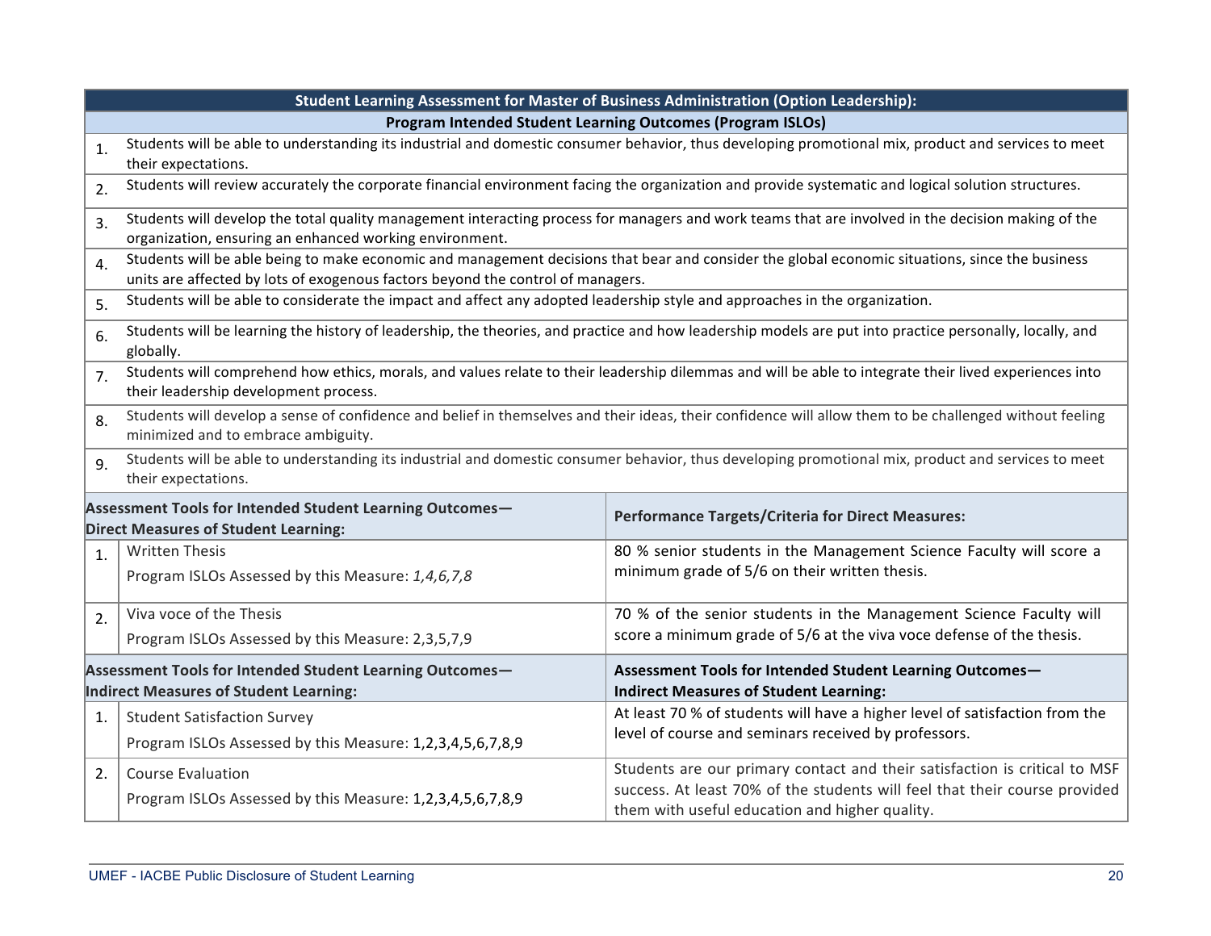| Student Learning Assessment for Master of Business Administration (Option Leadership): | | |
|---|---|---|
| **Program Intended Student Learning Outcomes (Program ISLOs)** | | |
| 1. | Students will be able to understanding its industrial and domestic consumer behavior, thus developing promotional mix, product and services to meet their expectations. | |
| 2. | Students will review accurately the corporate financial environment facing the organization and provide systematic and logical solution structures. | |
| 3. | Students will develop the total quality management interacting process for managers and work teams that are involved in the decision making of the organization, ensuring an enhanced working environment. | |
| 4. | Students will be able being to make economic and management decisions that bear and consider the global economic situations, since the business units are affected by lots of exogenous factors beyond the control of managers. | |
| 5. | Students will be able to considerate the impact and affect any adopted leadership style and approaches in the organization. | |
| 6. | Students will be learning the history of leadership, the theories, and practice and how leadership models are put into practice personally, locally, and globally. | |
| 7. | Students will comprehend how ethics, morals, and values relate to their leadership dilemmas and will be able to integrate their lived experiences into their leadership development process. | |
| 8. | Students will develop a sense of confidence and belief in themselves and their ideas, their confidence will allow them to be challenged without feeling minimized and to embrace ambiguity. | |
| 9. | Students will be able to understanding its industrial and domestic consumer behavior, thus developing promotional mix, product and services to meet their expectations. | |
| **Assessment Tools for Intended Student Learning Outcomes— Direct Measures of Student Learning:** | | **Performance Targets/Criteria for Direct Measures:** |
| 1. | Written Thesis<br>Program ISLOs Assessed by this Measure: *1,4,6,7,8* | 80 % senior students in the Management Science Faculty will score a minimum grade of 5/6 on their written thesis. |
| 2. | Viva voce of the Thesis<br>Program ISLOs Assessed by this Measure: 2,3,5,7,9 | 70 % of the senior students in the Management Science Faculty will score a minimum grade of 5/6 at the viva voce defense of the thesis. |
| **Assessment Tools for Intended Student Learning Outcomes— Indirect Measures of Student Learning:** | | **Assessment Tools for Intended Student Learning Outcomes— Indirect Measures of Student Learning:** |
| 1. | Student Satisfaction Survey<br>Program ISLOs Assessed by this Measure: 1,2,3,4,5,6,7,8,9 | At least 70 % of students will have a higher level of satisfaction from the level of course and seminars received by professors. |
| 2. | Course Evaluation<br>Program ISLOs Assessed by this Measure: 1,2,3,4,5,6,7,8,9 | Students are our primary contact and their satisfaction is critical to MSF success. At least 70% of the students will feel that their course provided them with useful education and higher quality. |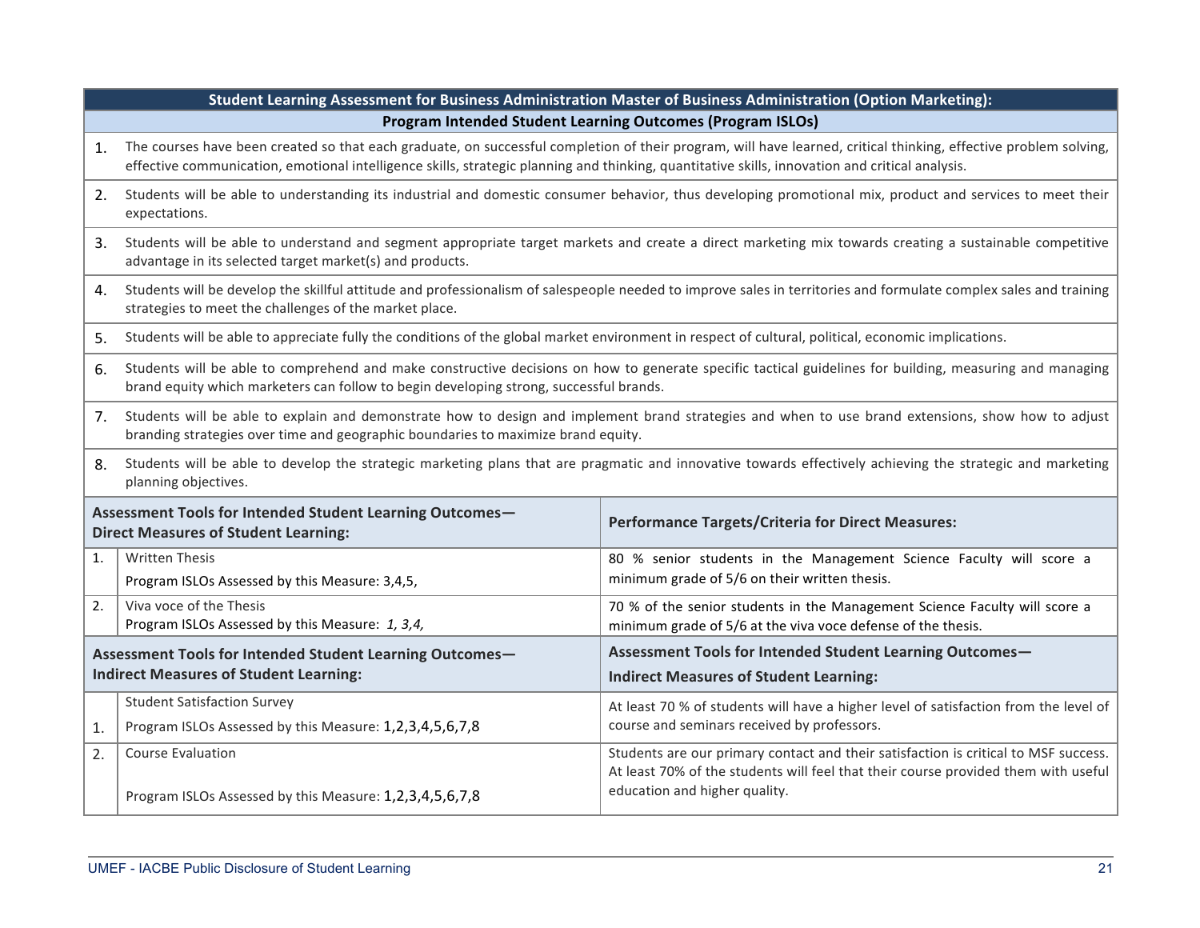| Student Learning Assessment for Business Administration Master of Business Administration (Option Marketing): | | |
|---|---|---|
| **Program Intended Student Learning Outcomes (Program ISLOs)** | | |
| 1. | The courses have been created so that each graduate, on successful completion of their program, will have learned, critical thinking, effective problem solving, effective communication, emotional intelligence skills, strategic planning and thinking, quantitative skills, innovation and critical analysis. | |
| 2. | Students will be able to understanding its industrial and domestic consumer behavior, thus developing promotional mix, product and services to meet their expectations. | |
| 3. | Students will be able to understand and segment appropriate target markets and create a direct marketing mix towards creating a sustainable competitive advantage in its selected target market(s) and products. | |
| 4. | Students will be develop the skillful attitude and professionalism of salespeople needed to improve sales in territories and formulate complex sales and training strategies to meet the challenges of the market place. | |
| 5. | Students will be able to appreciate fully the conditions of the global market environment in respect of cultural, political, economic implications. | |
| 6. | Students will be able to comprehend and make constructive decisions on how to generate specific tactical guidelines for building, measuring and managing brand equity which marketers can follow to begin developing strong, successful brands. | |
| 7. | Students will be able to explain and demonstrate how to design and implement brand strategies and when to use brand extensions, show how to adjust branding strategies over time and geographic boundaries to maximize brand equity. | |
| 8. | Students will be able to develop the strategic marketing plans that are pragmatic and innovative towards effectively achieving the strategic and marketing planning objectives. | |
| **Assessment Tools for Intended Student Learning Outcomes— Direct Measures of Student Learning:** | | **Performance Targets/Criteria for Direct Measures:** |
| 1. | Written Thesis<br>Program ISLOs Assessed by this Measure: 3,4,5, | 80 % senior students in the Management Science Faculty will score a minimum grade of 5/6 on their written thesis. |
| 2. | Viva voce of the Thesis<br>Program ISLOs Assessed by this Measure: *1, 3,4,* | 70 % of the senior students in the Management Science Faculty will score a minimum grade of 5/6 at the viva voce defense of the thesis. |
| **Assessment Tools for Intended Student Learning Outcomes— Indirect Measures of Student Learning:** | | **Assessment Tools for Intended Student Learning Outcomes— Indirect Measures of Student Learning:** |
| 1. | Student Satisfaction Survey<br>Program ISLOs Assessed by this Measure: 1,2,3,4,5,6,7,8 | At least 70 % of students will have a higher level of satisfaction from the level of course and seminars received by professors. |
| 2. | Course Evaluation<br>Program ISLOs Assessed by this Measure: 1,2,3,4,5,6,7,8 | Students are our primary contact and their satisfaction is critical to MSF success. At least 70% of the students will feel that their course provided them with useful education and higher quality. |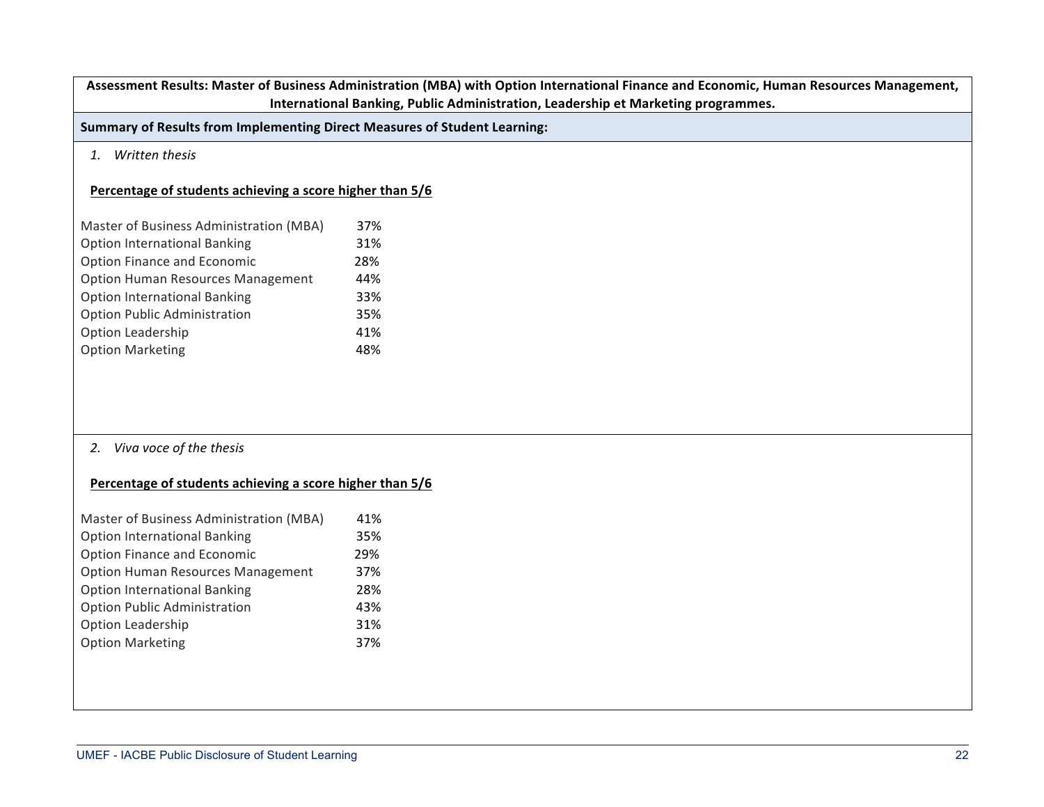**Assessment Results: Master of Business Administration (MBA) with Option International Finance and Economic, Human Resources Management, International Banking, Public Administration, Leadership et Marketing programmes.**

**Summary of Results from Implementing Direct Measures of Student Learning:**

1. *Written thesis*

**Percentage of students achieving a score higher than 5/6**

| | |
|---|---|
| Master of Business Administration (MBA) | 37% |
| Option International Banking | 31% |
| Option Finance and Economic | 28% |
| Option Human Resources Management | 44% |
| Option International Banking | 33% |
| Option Public Administration | 35% |
| Option Leadership | 41% |
| Option Marketing | 48% |

2. *Viva voce of the thesis*

**Percentage of students achieving a score higher than 5/6**

| | |
|---|---|
| Master of Business Administration (MBA) | 41% |
| Option International Banking | 35% |
| Option Finance and Economic | 29% |
| Option Human Resources Management | 37% |
| Option International Banking | 28% |
| Option Public Administration | 43% |
| Option Leadership | 31% |
| Option Marketing | 37% |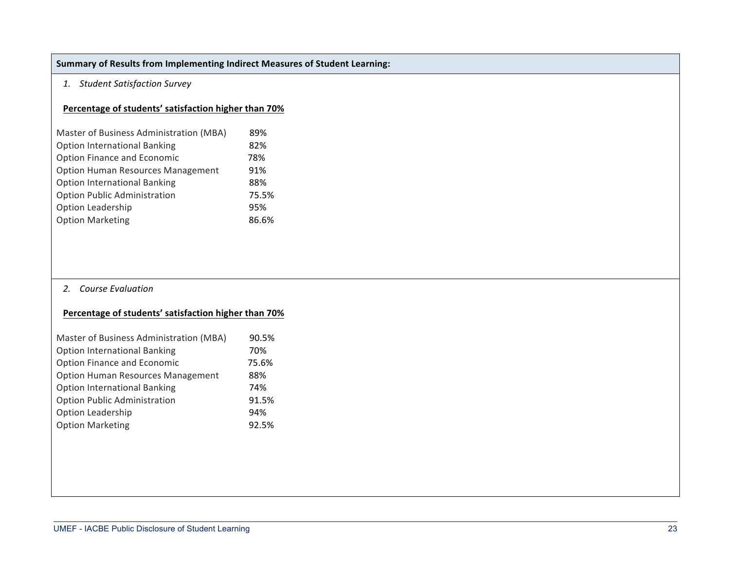**Summary of Results from Implementing Indirect Measures of Student Learning:**

1. *Student Satisfaction Survey*

**Percentage of students' satisfaction higher than 70%**

| Program | Percentage |
|---|---|
| Master of Business Administration (MBA) | 89% |
| Option International Banking | 82% |
| Option Finance and Economic | 78% |
| Option Human Resources Management | 91% |
| Option International Banking | 88% |
| Option Public Administration | 75.5% |
| Option Leadership | 95% |
| Option Marketing | 86.6% |

2. *Course Evaluation*

**Percentage of students' satisfaction higher than 70%**

| Program | Percentage |
|---|---|
| Master of Business Administration (MBA) | 90.5% |
| Option International Banking | 70% |
| Option Finance and Economic | 75.6% |
| Option Human Resources Management | 88% |
| Option International Banking | 74% |
| Option Public Administration | 91.5% |
| Option Leadership | 94% |
| Option Marketing | 92.5% |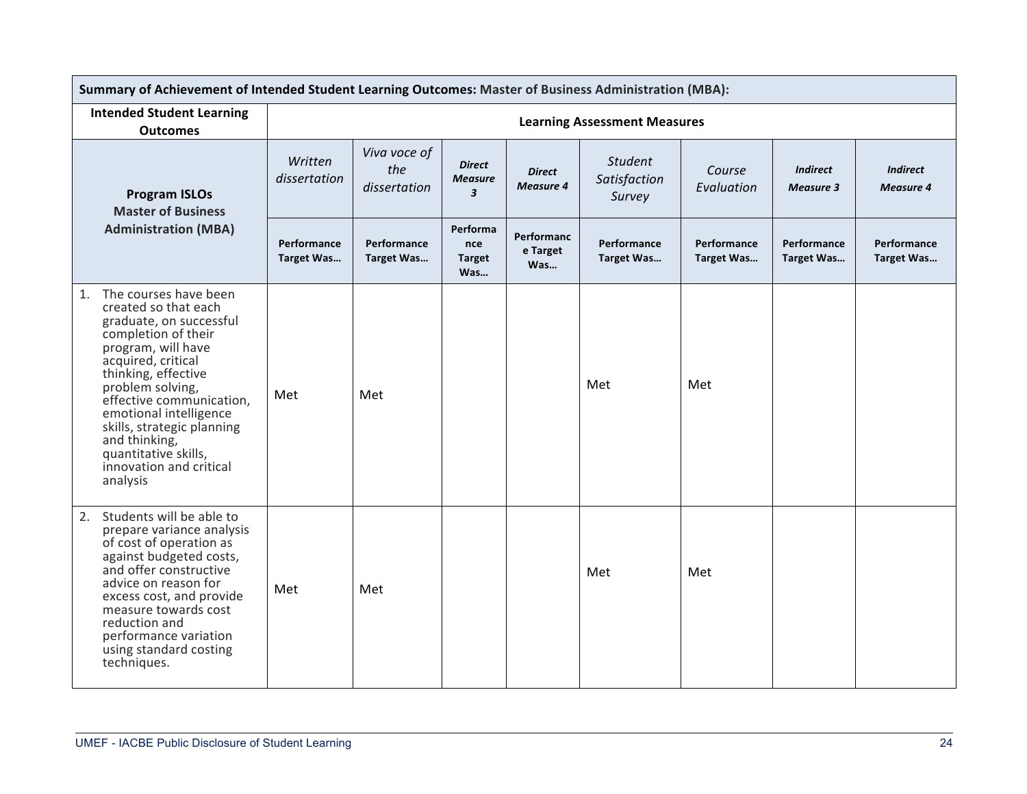| **Summary of Achievement of Intended Student Learning Outcomes:** Master of Business Administration (MBA): | | | | | | | | |
|---|---|---|---|---|---|---|---|---|
| **Intended Student Learning Outcomes** | **Learning Assessment Measures** | | | | | | | |
| **Program ISLOs Master of Business Administration (MBA)** | *Written dissertation* | *Viva voce of the dissertation* | ***Direct Measure 3*** | ***Direct Measure 4*** | *Student Satisfaction Survey* | *Course Evaluation* | ***Indirect Measure 3*** | ***Indirect Measure 4*** |
| | **Performance Target Was…** | **Performance Target Was…** | **Performance Target Was…** | **Performance Target Was…** | **Performance Target Was…** | **Performance Target Was…** | **Performance Target Was…** | **Performance Target Was…** |
| 1. The courses have been created so that each graduate, on successful completion of their program, will have acquired, critical thinking, effective problem solving, effective communication, emotional intelligence skills, strategic planning and thinking, quantitative skills, innovation and critical analysis | Met | Met | | | Met | Met | | |
| 2. Students will be able to prepare variance analysis of cost of operation as against budgeted costs, and offer constructive advice on reason for excess cost, and provide measure towards cost reduction and performance variation using standard costing techniques. | Met | Met | | | Met | Met | | |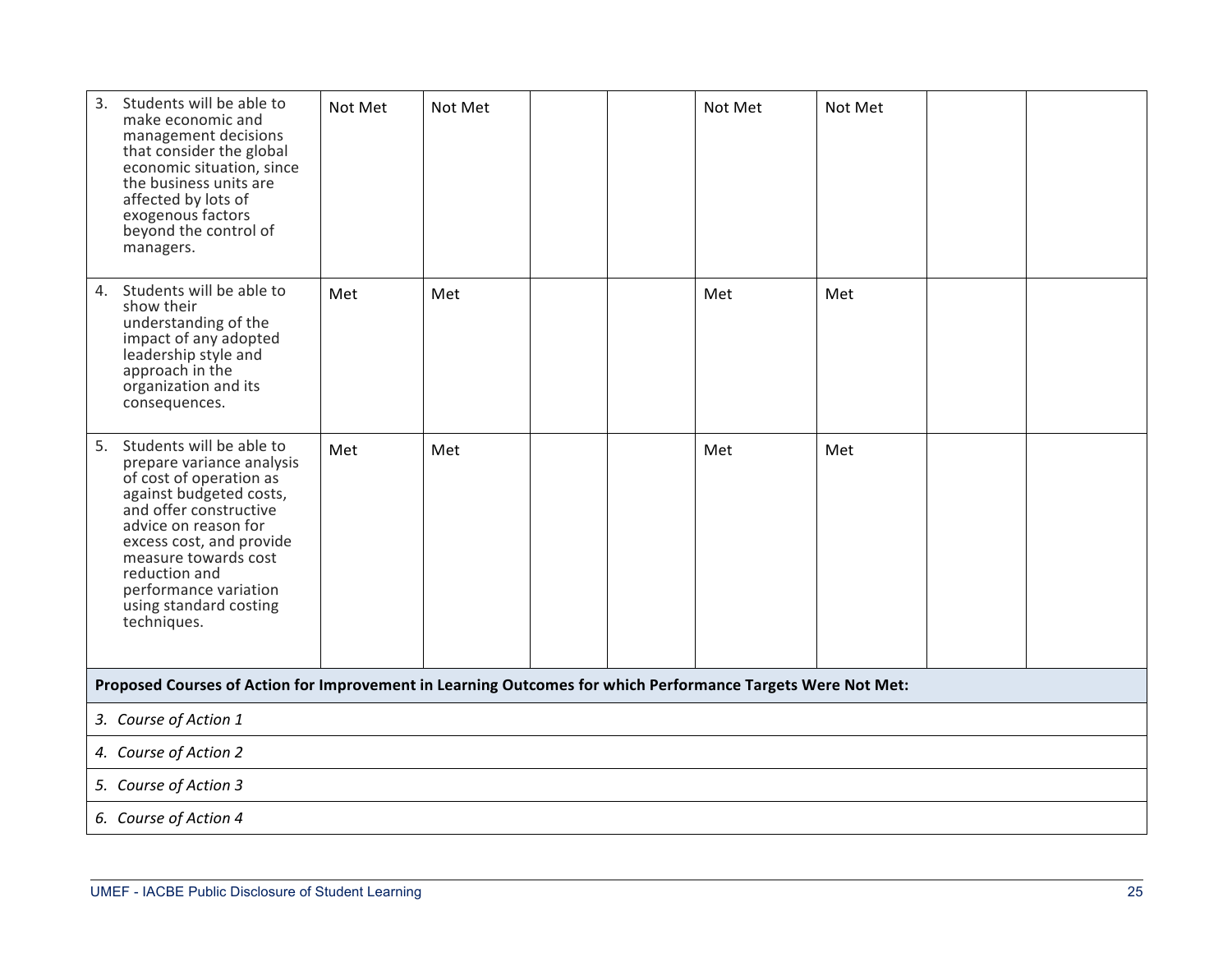| | | | | | | | | |
|---|---|---|---|---|---|---|---|---|
| 3. Students will be able to make economic and management decisions that consider the global economic situation, since the business units are affected by lots of exogenous factors beyond the control of managers. | Not Met | Not Met | | | Not Met | Not Met | | |
| 4. Students will be able to show their understanding of the impact of any adopted leadership style and approach in the organization and its consequences. | Met | Met | | | Met | Met | | |
| 5. Students will be able to prepare variance analysis of cost of operation as against budgeted costs, and offer constructive advice on reason for excess cost, and provide measure towards cost reduction and performance variation using standard costing techniques. | Met | Met | | | Met | Met | | |

| **Proposed Courses of Action for Improvement in Learning Outcomes for which Performance Targets Were Not Met:** |
|---|
| *3. Course of Action 1* |
| *4. Course of Action 2* |
| *5. Course of Action 3* |
| *6. Course of Action 4* |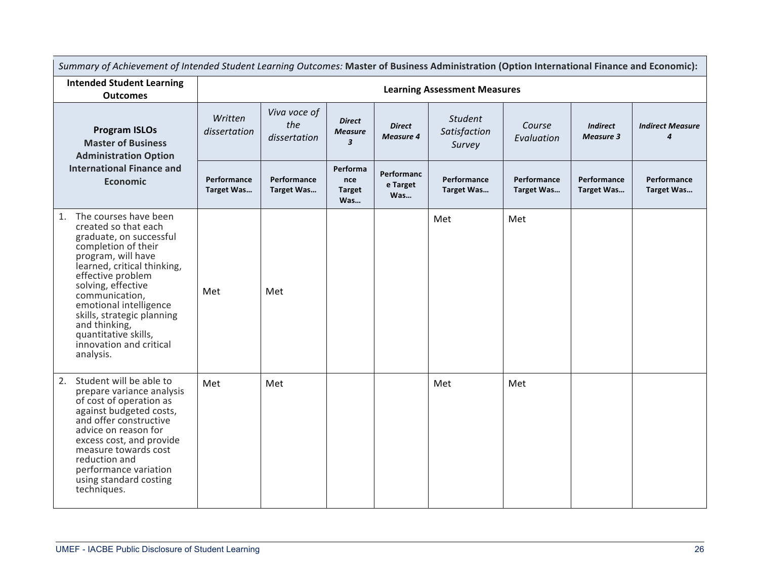| *Summary of Achievement of Intended Student Learning Outcomes:* **Master of Business Administration (Option International Finance and Economic):** | | | | | | | | |
|---|---|---|---|---|---|---|---|---|
| **Intended Student Learning Outcomes** | **Learning Assessment Measures** | | | | | | | |
| **Program ISLOs Master of Business Administration Option International Finance and Economic** | *Written dissertation* | *Viva voce of the dissertation* | ***Direct Measure 3*** | ***Direct Measure 4*** | *Student Satisfaction Survey* | *Course Evaluation* | ***Indirect Measure 3*** | ***Indirect Measure 4*** |
| | **Performance Target Was…** | **Performance Target Was…** | **Performance Target Was…** | **Performance Target Was…** | **Performance Target Was…** | **Performance Target Was…** | **Performance Target Was…** | **Performance Target Was…** |
| 1. The courses have been created so that each graduate, on successful completion of their program, will have learned, critical thinking, effective problem solving, effective communication, emotional intelligence skills, strategic planning and thinking, quantitative skills, innovation and critical analysis. | Met | Met | | | Met | Met | | |
| 2. Student will be able to prepare variance analysis of cost of operation as against budgeted costs, and offer constructive advice on reason for excess cost, and provide measure towards cost reduction and performance variation using standard costing techniques. | Met | Met | | | Met | Met | | |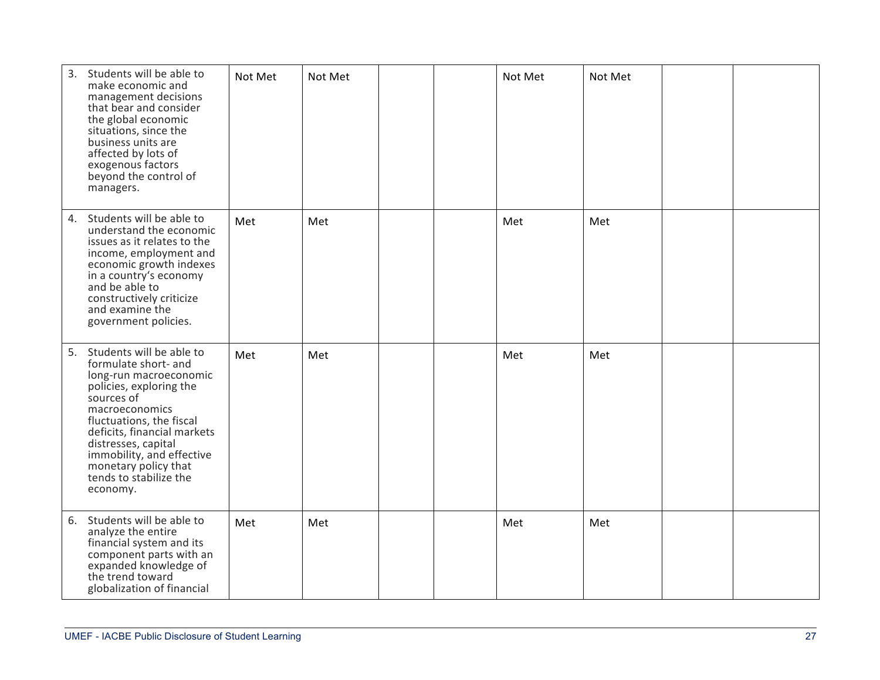| | | | | | | | | |
|---|---|---|---|---|---|---|---|---|
| 3. Students will be able to make economic and management decisions that bear and consider the global economic situations, since the business units are affected by lots of exogenous factors beyond the control of managers. | Not Met | Not Met | | | Not Met | Not Met | | |
| 4. Students will be able to understand the economic issues as it relates to the income, employment and economic growth indexes in a country's economy and be able to constructively criticize and examine the government policies. | Met | Met | | | Met | Met | | |
| 5. Students will be able to formulate short- and long-run macroeconomic policies, exploring the sources of macroeconomics fluctuations, the fiscal deficits, financial markets distresses, capital immobility, and effective monetary policy that tends to stabilize the economy. | Met | Met | | | Met | Met | | |
| 6. Students will be able to analyze the entire financial system and its component parts with an expanded knowledge of the trend toward globalization of financial | Met | Met | | | Met | Met | | |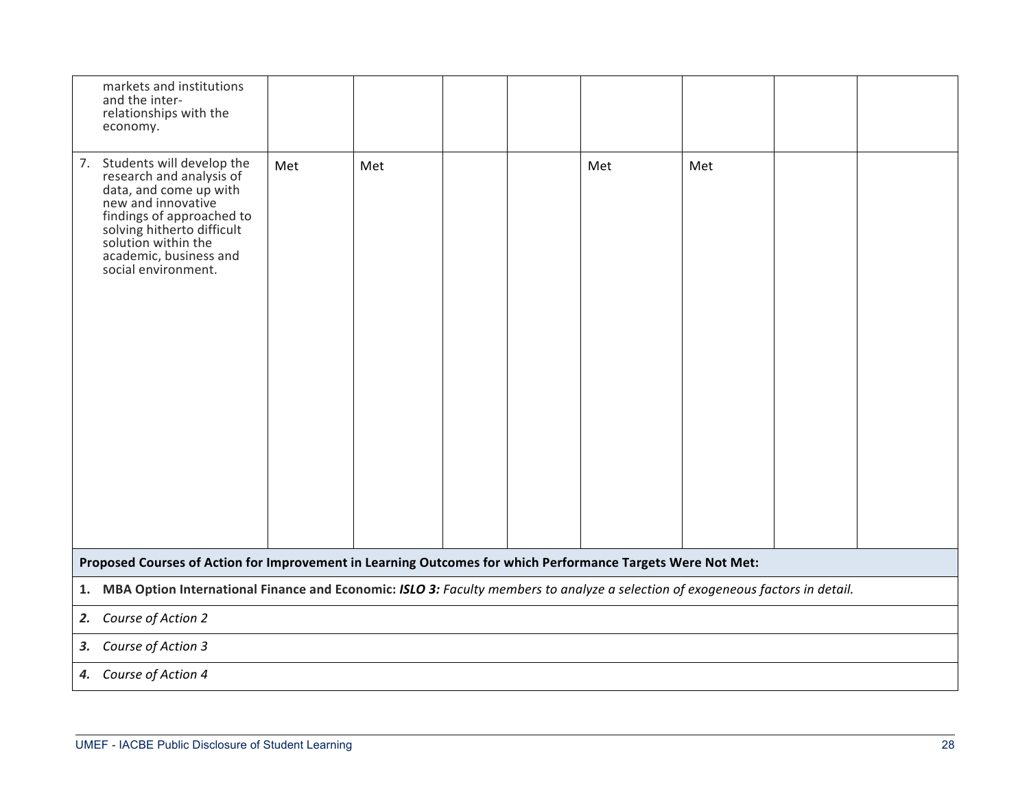| | | | | | | | | |
|---|---|---|---|---|---|---|---|---|
| markets and institutions and the inter-relationships with the economy. | | | | | | | | |
| 7. Students will develop the research and analysis of data, and come up with new and innovative findings of approached to solving hitherto difficult solution within the academic, business and social environment. | Met | Met | | | Met | Met | | |

| Proposed Courses of Action for Improvement in Learning Outcomes for which Performance Targets Were Not Met: |
|---|
| **1. MBA Option International Finance and Economic:** ***ISLO 3:*** *Faculty members to analyze a selection of exogeneous factors in detail.* |
| ***2.*** *Course of Action 2* |
| ***3.*** *Course of Action 3* |
| ***4.*** *Course of Action 4* |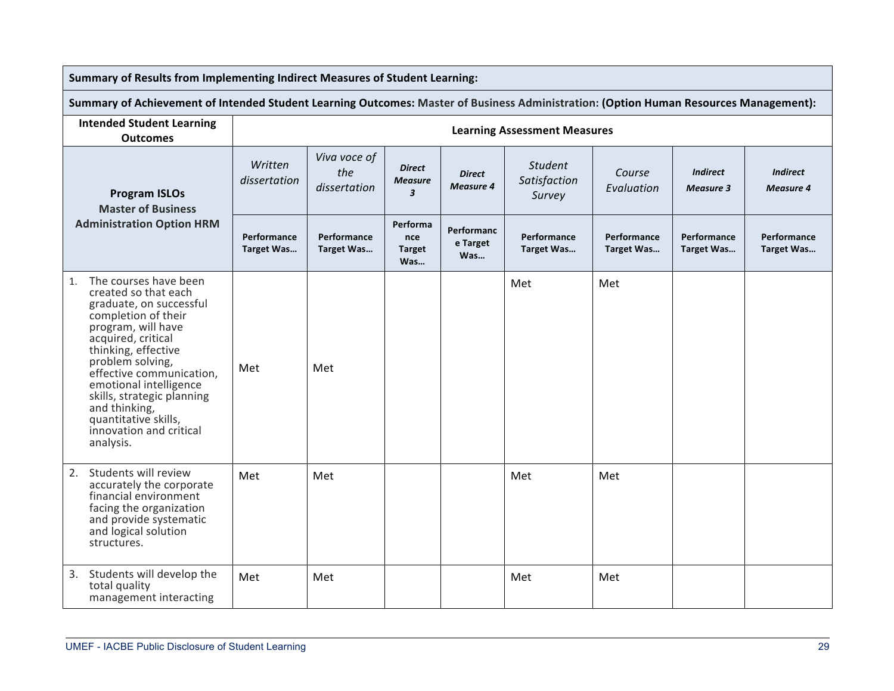| Summary of Results from Implementing Indirect Measures of Student Learning: | | | | | | | | |
|---|---|---|---|---|---|---|---|---|
| **Summary of Achievement of Intended Student Learning Outcomes:** Master of Business Administration: **(Option Human Resources Management):** | | | | | | | | |
| **Intended Student Learning Outcomes** | **Learning Assessment Measures** | | | | | | | |
| **Program ISLOs Master of Business Administration Option HRM** | *Written dissertation* | *Viva voce of the dissertation* | ***Direct Measure 3*** | ***Direct Measure 4*** | *Student Satisfaction Survey* | *Course Evaluation* | ***Indirect Measure 3*** | ***Indirect Measure 4*** |
| | **Performance Target Was…** | **Performance Target Was…** | **Performance Target Was…** | **Performance Target Was…** | **Performance Target Was…** | **Performance Target Was…** | **Performance Target Was…** | **Performance Target Was…** |
| 1. The courses have been created so that each graduate, on successful completion of their program, will have acquired, critical thinking, effective problem solving, effective communication, emotional intelligence skills, strategic planning and thinking, quantitative skills, innovation and critical analysis. | Met | Met | | | Met | Met | | |
| 2. Students will review accurately the corporate financial environment facing the organization and provide systematic and logical solution structures. | Met | Met | | | Met | Met | | |
| 3. Students will develop the total quality management interacting | Met | Met | | | Met | Met | | |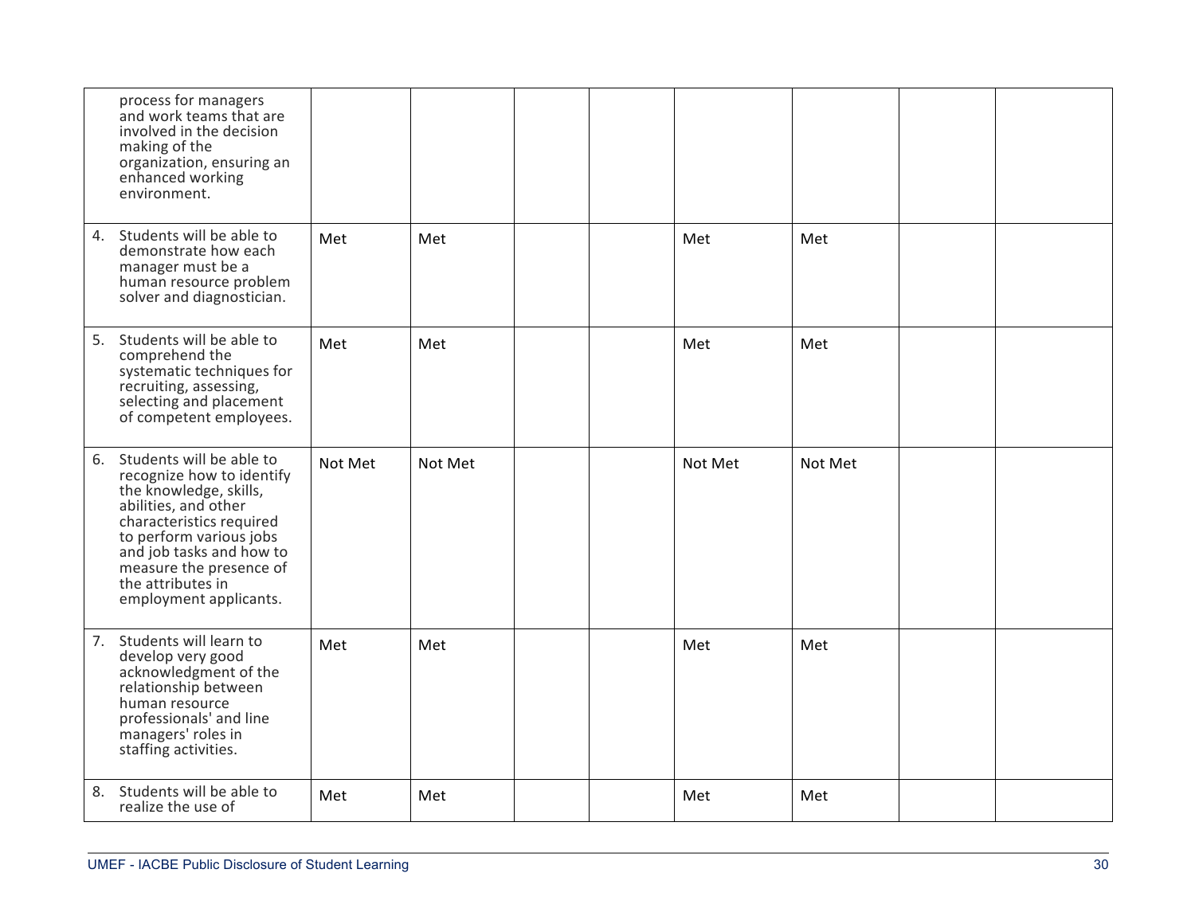| | | | | | | | | |
|---|---|---|---|---|---|---|---|---|
| process for managers and work teams that are involved in the decision making of the organization, ensuring an enhanced working environment. | | | | | | | | |
| 4. Students will be able to demonstrate how each manager must be a human resource problem solver and diagnostician. | Met | Met | | | Met | Met | | |
| 5. Students will be able to comprehend the systematic techniques for recruiting, assessing, selecting and placement of competent employees. | Met | Met | | | Met | Met | | |
| 6. Students will be able to recognize how to identify the knowledge, skills, abilities, and other characteristics required to perform various jobs and job tasks and how to measure the presence of the attributes in employment applicants. | Not Met | Not Met | | | Not Met | Not Met | | |
| 7. Students will learn to develop very good acknowledgment of the relationship between human resource professionals' and line managers' roles in staffing activities. | Met | Met | | | Met | Met | | |
| 8. Students will be able to realize the use of | Met | Met | | | Met | Met | | |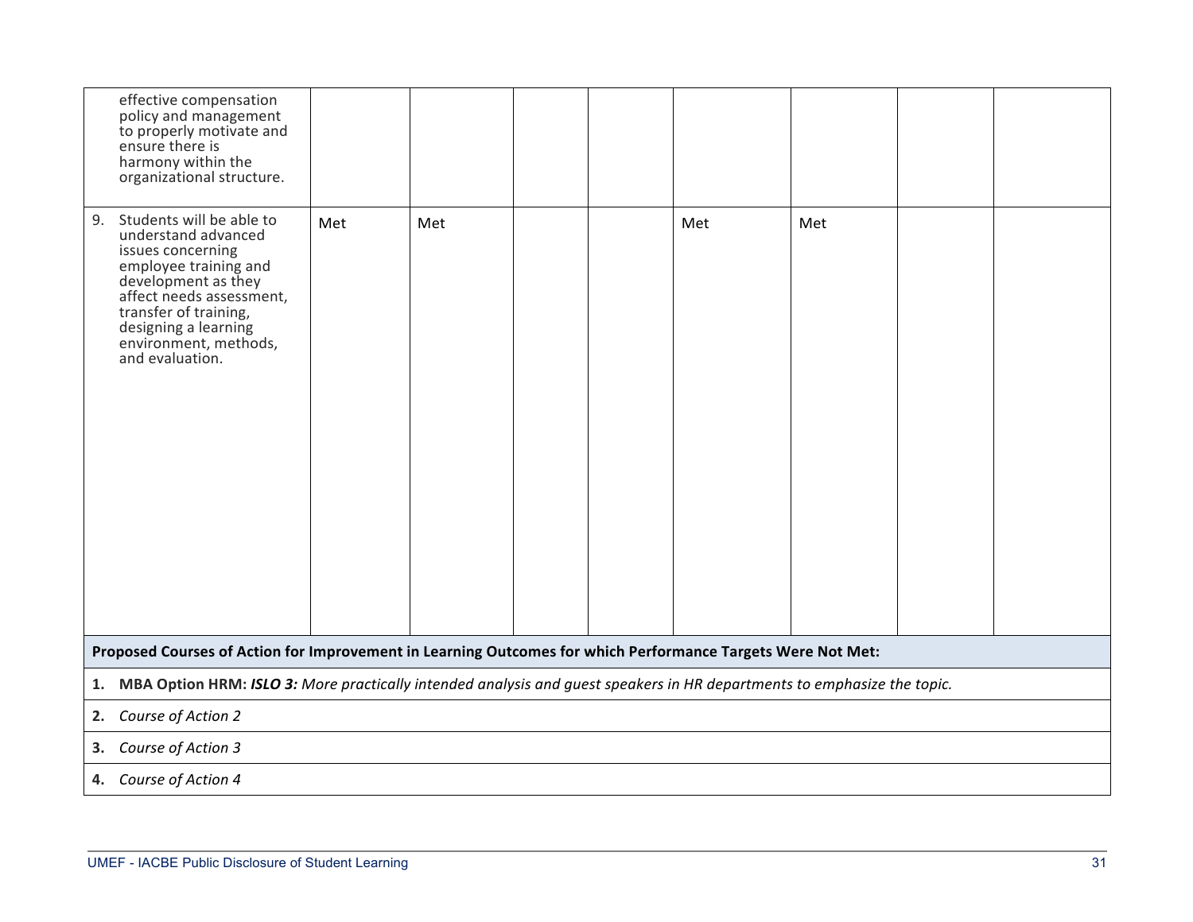| | | | | | | | | |
|---|---|---|---|---|---|---|---|---|
| effective compensation policy and management to properly motivate and ensure there is harmony within the organizational structure. | | | | | | | | |
| 9. Students will be able to understand advanced issues concerning employee training and development as they affect needs assessment, transfer of training, designing a learning environment, methods, and evaluation. | Met | Met | | | Met | Met | | |

| **Proposed Courses of Action for Improvement in Learning Outcomes for which Performance Targets Were Not Met:** |
|---|
| **1. MBA Option HRM:** ***ISLO 3:*** *More practically intended analysis and guest speakers in HR departments to emphasize the topic.* |
| **2.** *Course of Action 2* |
| **3.** *Course of Action 3* |
| **4.** *Course of Action 4* |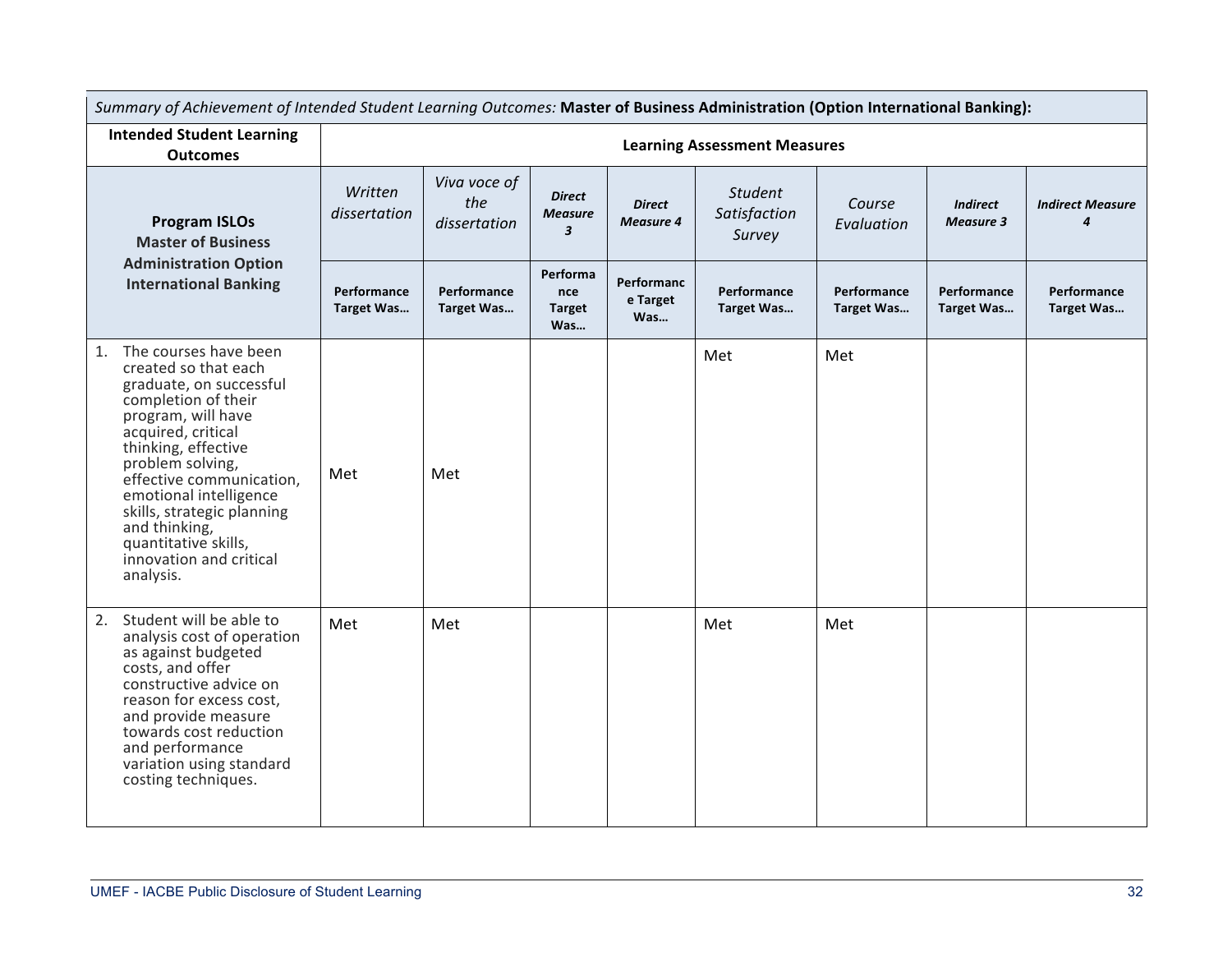| *Summary of Achievement of Intended Student Learning Outcomes:* **Master of Business Administration (Option International Banking):** | | | | | | | | |
|---|---|---|---|---|---|---|---|---|
| **Intended Student Learning Outcomes** | **Learning Assessment Measures** | | | | | | | |
| **Program ISLOs Master of Business Administration Option International Banking** | *Written dissertation* | *Viva voce of the dissertation* | ***Direct Measure 3*** | ***Direct Measure 4*** | *Student Satisfaction Survey* | *Course Evaluation* | ***Indirect Measure 3*** | ***Indirect Measure 4*** |
| | **Performance Target Was…** | **Performance Target Was…** | **Performance Target Was…** | **Performance Target Was…** | **Performance Target Was…** | **Performance Target Was…** | **Performance Target Was…** | **Performance Target Was…** |
| 1. The courses have been created so that each graduate, on successful completion of their program, will have acquired, critical thinking, effective problem solving, effective communication, emotional intelligence skills, strategic planning and thinking, quantitative skills, innovation and critical analysis. | Met | Met | | | Met | Met | | |
| 2. Student will be able to analysis cost of operation as against budgeted costs, and offer constructive advice on reason for excess cost, and provide measure towards cost reduction and performance variation using standard costing techniques. | Met | Met | | | Met | Met | | |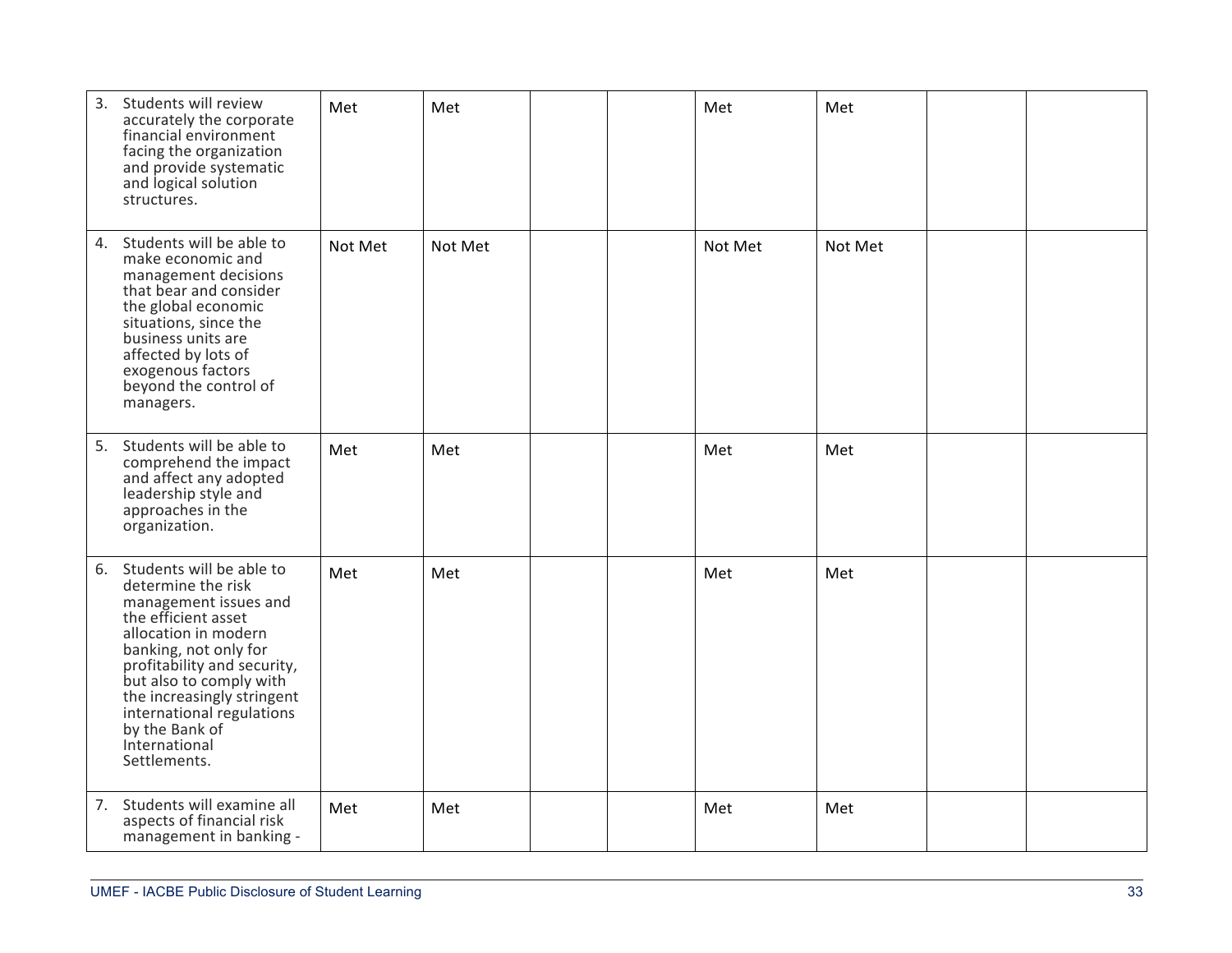| | | | | | | | | |
|---|---|---|---|---|---|---|---|---|
| 3. Students will review accurately the corporate financial environment facing the organization and provide systematic and logical solution structures. | Met | Met | | | Met | Met | | |
| 4. Students will be able to make economic and management decisions that bear and consider the global economic situations, since the business units are affected by lots of exogenous factors beyond the control of managers. | Not Met | Not Met | | | Not Met | Not Met | | |
| 5. Students will be able to comprehend the impact and affect any adopted leadership style and approaches in the organization. | Met | Met | | | Met | Met | | |
| 6. Students will be able to determine the risk management issues and the efficient asset allocation in modern banking, not only for profitability and security, but also to comply with the increasingly stringent international regulations by the Bank of International Settlements. | Met | Met | | | Met | Met | | |
| 7. Students will examine all aspects of financial risk management in banking - | Met | Met | | | Met | Met | | |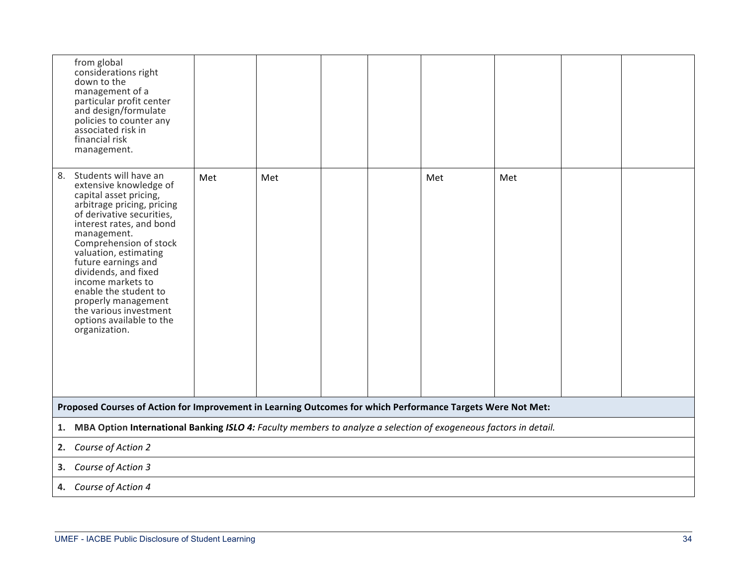| | | | | | | | | |
|---|---|---|---|---|---|---|---|---|
| from global considerations right down to the management of a particular profit center and design/formulate policies to counter any associated risk in financial risk management. | | | | | | | | |
| 8. Students will have an extensive knowledge of capital asset pricing, arbitrage pricing, pricing of derivative securities, interest rates, and bond management. Comprehension of stock valuation, estimating future earnings and dividends, and fixed income markets to enable the student to properly management the various investment options available to the organization. | Met | Met | | | Met | Met | | |

**Proposed Courses of Action for Improvement in Learning Outcomes for which Performance Targets Were Not Met:**

1. **MBA Option International Banking** ***ISLO 4:*** *Faculty members to analyze a selection of exogeneous factors in detail.*
2. *Course of Action 2*
3. *Course of Action 3*
4. *Course of Action 4*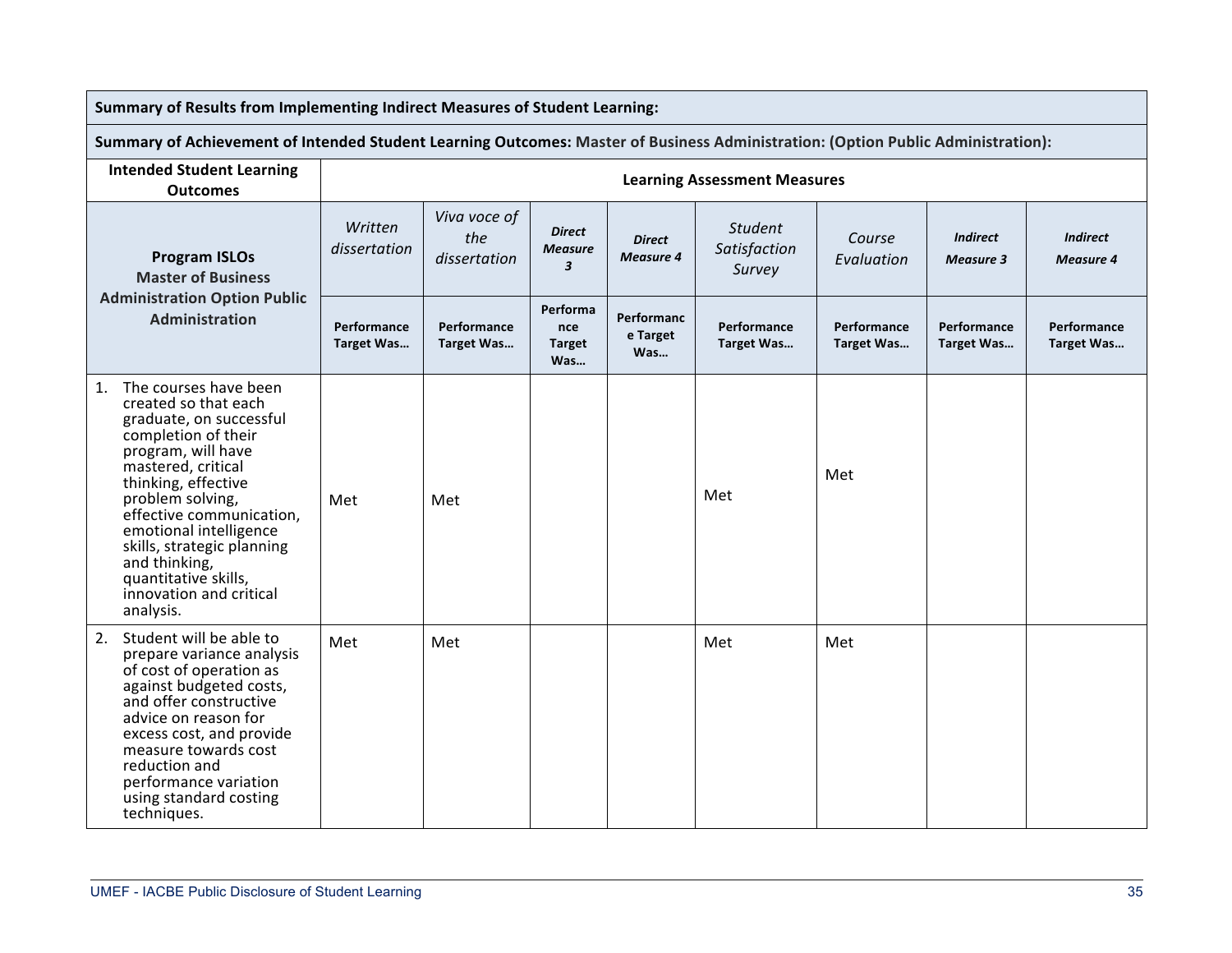| Summary of Results from Implementing Indirect Measures of Student Learning: | | | | | | | | |
|---|---|---|---|---|---|---|---|---|
| **Summary of Achievement of Intended Student Learning Outcomes:** Master of Business Administration: (Option Public Administration): | | | | | | | | |
| **Intended Student Learning Outcomes** | **Learning Assessment Measures** | | | | | | | |
| **Program ISLOs** **Master of Business Administration Option Public Administration** | *Written dissertation* | *Viva voce of the dissertation* | ***Direct Measure 3*** | ***Direct Measure 4*** | *Student Satisfaction Survey* | *Course Evaluation* | ***Indirect Measure 3*** | ***Indirect Measure 4*** |
| | **Performance Target Was…** | **Performance Target Was…** | **Performance Target Was…** | **Performance Target Was…** | **Performance Target Was…** | **Performance Target Was…** | **Performance Target Was…** | **Performance Target Was…** |
| 1. The courses have been created so that each graduate, on successful completion of their program, will have mastered, critical thinking, effective problem solving, effective communication, emotional intelligence skills, strategic planning and thinking, quantitative skills, innovation and critical analysis. | Met | Met | | | Met | Met | | |
| 2. Student will be able to prepare variance analysis of cost of operation as against budgeted costs, and offer constructive advice on reason for excess cost, and provide measure towards cost reduction and performance variation using standard costing techniques. | Met | Met | | | Met | Met | | |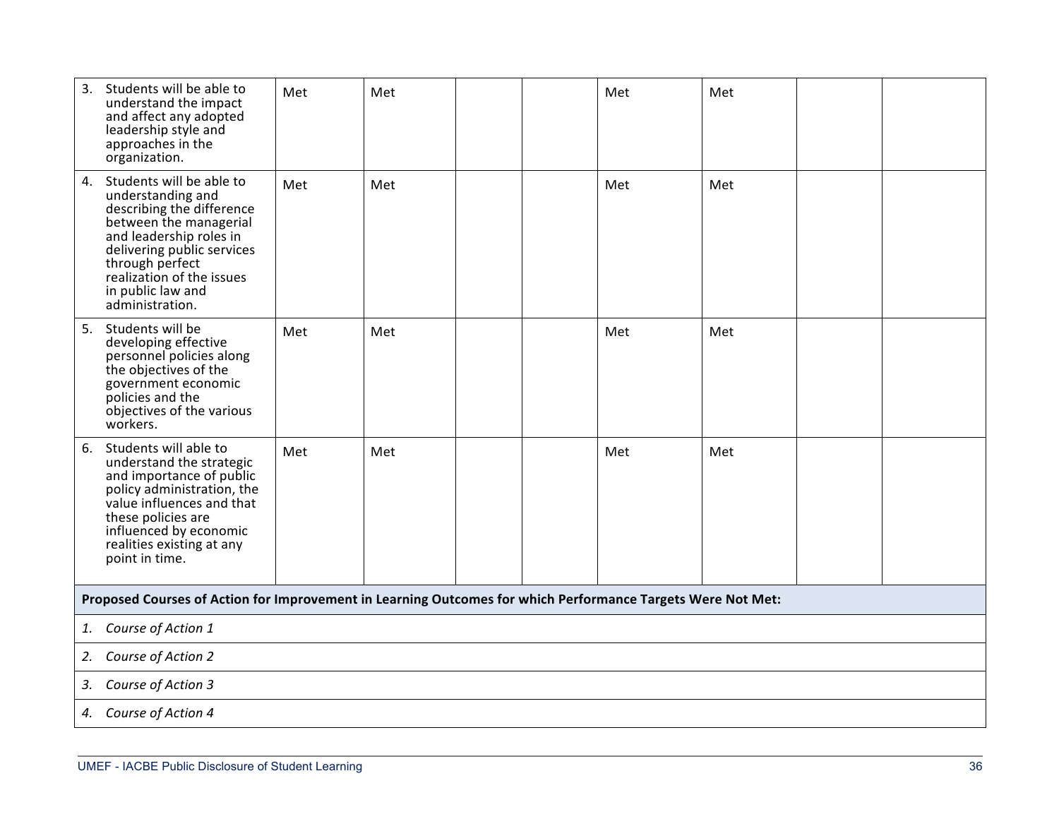| | | | | | | | | |
|---|---|---|---|---|---|---|---|---|
| 3. Students will be able to understand the impact and affect any adopted leadership style and approaches in the organization. | Met | Met | | | Met | Met | | |
| 4. Students will be able to understanding and describing the difference between the managerial and leadership roles in delivering public services through perfect realization of the issues in public law and administration. | Met | Met | | | Met | Met | | |
| 5. Students will be developing effective personnel policies along the objectives of the government economic policies and the objectives of the various workers. | Met | Met | | | Met | Met | | |
| 6. Students will able to understand the strategic and importance of public policy administration, the value influences and that these policies are influenced by economic realities existing at any point in time. | Met | Met | | | Met | Met | | |

**Proposed Courses of Action for Improvement in Learning Outcomes for which Performance Targets Were Not Met:**

1. *Course of Action 1*
2. *Course of Action 2*
3. *Course of Action 3*
4. *Course of Action 4*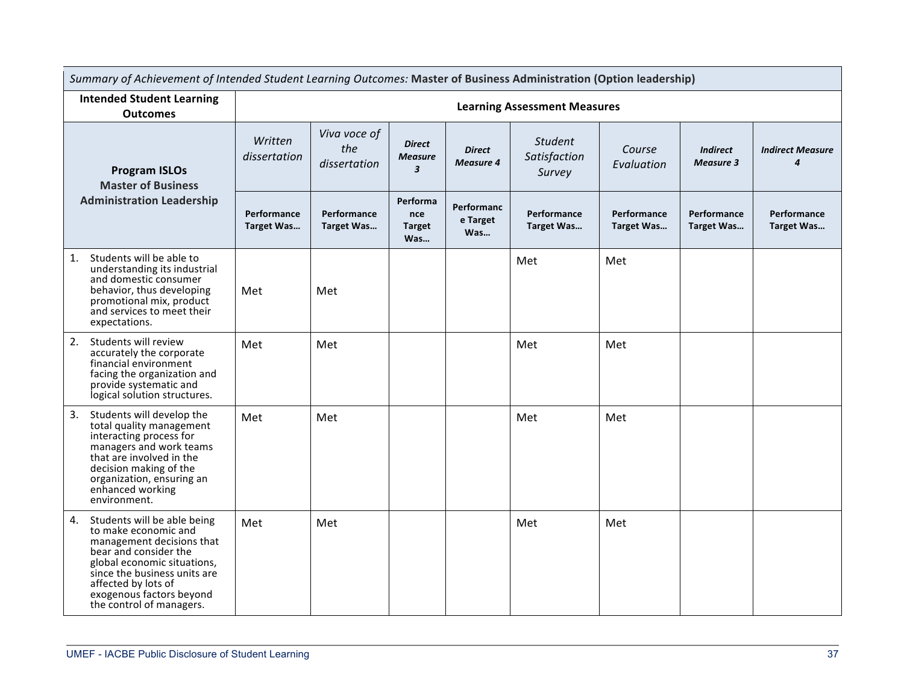| *Summary of Achievement of Intended Student Learning Outcomes:* **Master of Business Administration (Option leadership)** | | | | | | | | |
|---|---|---|---|---|---|---|---|---|
| **Intended Student Learning Outcomes** | **Learning Assessment Measures** | | | | | | | |
| **Program ISLOs Master of Business Administration Leadership** | *Written dissertation* | *Viva voce of the dissertation* | ***Direct Measure 3*** | ***Direct Measure 4*** | *Student Satisfaction Survey* | *Course Evaluation* | ***Indirect Measure 3*** | ***Indirect Measure 4*** |
| | **Performance Target Was…** | **Performance Target Was…** | **Performance Target Was…** | **Performance Target Was…** | **Performance Target Was…** | **Performance Target Was…** | **Performance Target Was…** | **Performance Target Was…** |
| 1. Students will be able to understanding its industrial and domestic consumer behavior, thus developing promotional mix, product and services to meet their expectations. | Met | Met | | | Met | Met | | |
| 2. Students will review accurately the corporate financial environment facing the organization and provide systematic and logical solution structures. | Met | Met | | | Met | Met | | |
| 3. Students will develop the total quality management interacting process for managers and work teams that are involved in the decision making of the organization, ensuring an enhanced working environment. | Met | Met | | | Met | Met | | |
| 4. Students will be able being to make economic and management decisions that bear and consider the global economic situations, since the business units are affected by lots of exogenous factors beyond the control of managers. | Met | Met | | | Met | Met | | |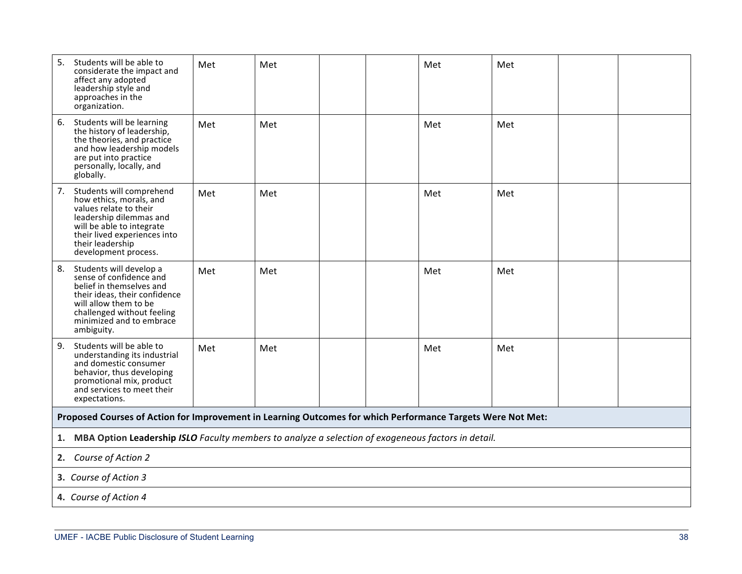| | | | | | | | | |
|---|---|---|---|---|---|---|---|---|
| 5. Students will be able to considerate the impact and affect any adopted leadership style and approaches in the organization. | Met | Met | | | Met | Met | | |
| 6. Students will be learning the history of leadership, the theories, and practice and how leadership models are put into practice personally, locally, and globally. | Met | Met | | | Met | Met | | |
| 7. Students will comprehend how ethics, morals, and values relate to their leadership dilemmas and will be able to integrate their lived experiences into their leadership development process. | Met | Met | | | Met | Met | | |
| 8. Students will develop a sense of confidence and belief in themselves and their ideas, their confidence will allow them to be challenged without feeling minimized and to embrace ambiguity. | Met | Met | | | Met | Met | | |
| 9. Students will be able to understanding its industrial and domestic consumer behavior, thus developing promotional mix, product and services to meet their expectations. | Met | Met | | | Met | Met | | |

**Proposed Courses of Action for Improvement in Learning Outcomes for which Performance Targets Were Not Met:**

1. **MBA Option Leadership *ISLO*** *Faculty members to analyze a selection of exogeneous factors in detail.*
2. *Course of Action 2*
3. *Course of Action 3*
4. *Course of Action 4*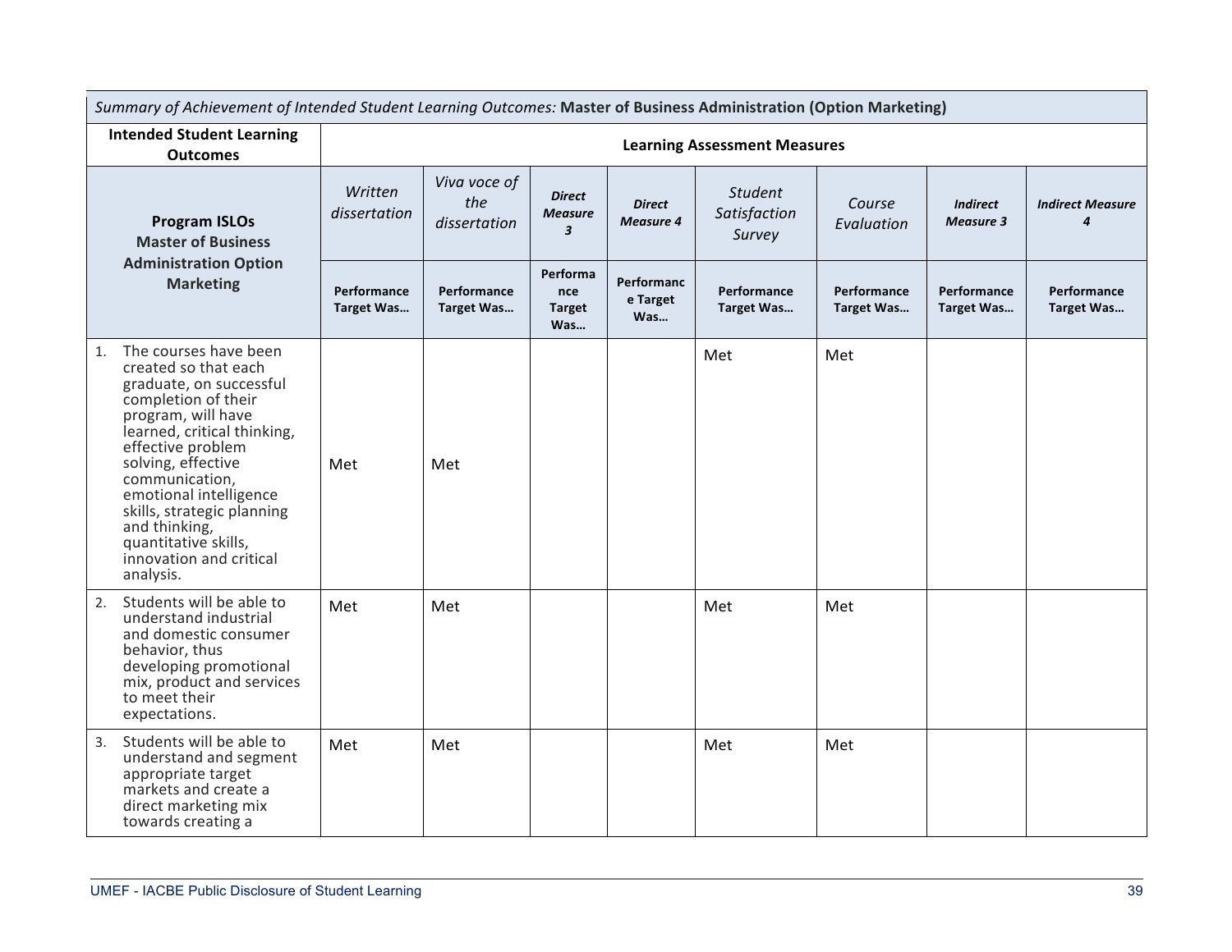| *Summary of Achievement of Intended Student Learning Outcomes:* **Master of Business Administration (Option Marketing)** | | | | | | | | |
|---|---|---|---|---|---|---|---|---|
| **Intended Student Learning Outcomes** | **Learning Assessment Measures** | | | | | | | |
| **Program ISLOs Master of Business Administration Option Marketing** | *Written dissertation* | *Viva voce of the dissertation* | ***Direct Measure 3*** | ***Direct Measure 4*** | *Student Satisfaction Survey* | *Course Evaluation* | ***Indirect Measure 3*** | ***Indirect Measure 4*** |
| | **Performance Target Was…** | **Performance Target Was…** | **Performance Target Was…** | **Performance Target Was…** | **Performance Target Was…** | **Performance Target Was…** | **Performance Target Was…** | **Performance Target Was…** |
| 1. The courses have been created so that each graduate, on successful completion of their program, will have learned, critical thinking, effective problem solving, effective communication, emotional intelligence skills, strategic planning and thinking, quantitative skills, innovation and critical analysis. | Met | Met | | | Met | Met | | |
| 2. Students will be able to understand industrial and domestic consumer behavior, thus developing promotional mix, product and services to meet their expectations. | Met | Met | | | Met | Met | | |
| 3. Students will be able to understand and segment appropriate target markets and create a direct marketing mix towards creating a | Met | Met | | | Met | Met | | |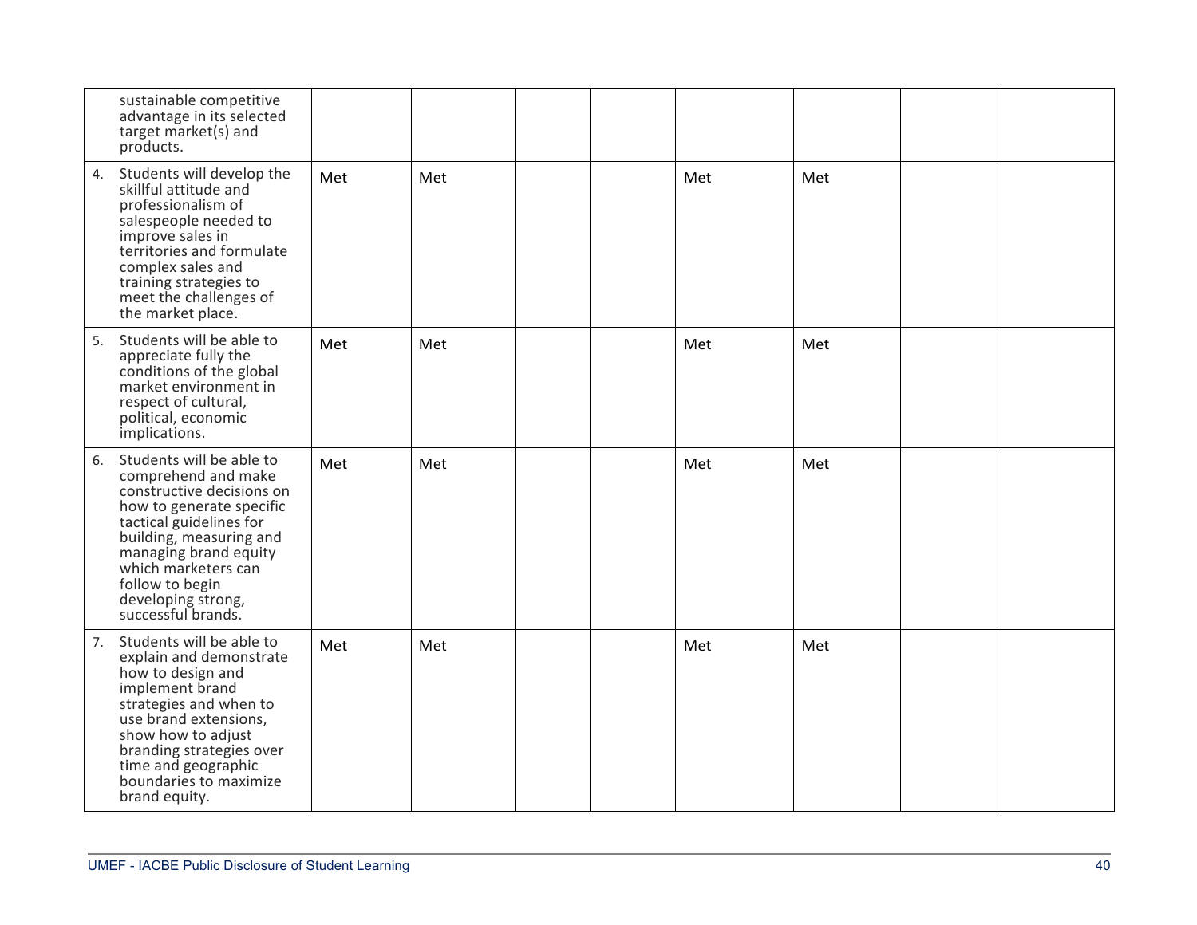| | | | | | | | | |
|---|---|---|---|---|---|---|---|---|
| sustainable competitive advantage in its selected target market(s) and products. | | | | | | | | |
| 4. Students will develop the skillful attitude and professionalism of salespeople needed to improve sales in territories and formulate complex sales and training strategies to meet the challenges of the market place. | Met | Met | | | Met | Met | | |
| 5. Students will be able to appreciate fully the conditions of the global market environment in respect of cultural, political, economic implications. | Met | Met | | | Met | Met | | |
| 6. Students will be able to comprehend and make constructive decisions on how to generate specific tactical guidelines for building, measuring and managing brand equity which marketers can follow to begin developing strong, successful brands. | Met | Met | | | Met | Met | | |
| 7. Students will be able to explain and demonstrate how to design and implement brand strategies and when to use brand extensions, show how to adjust branding strategies over time and geographic boundaries to maximize brand equity. | Met | Met | | | Met | Met | | |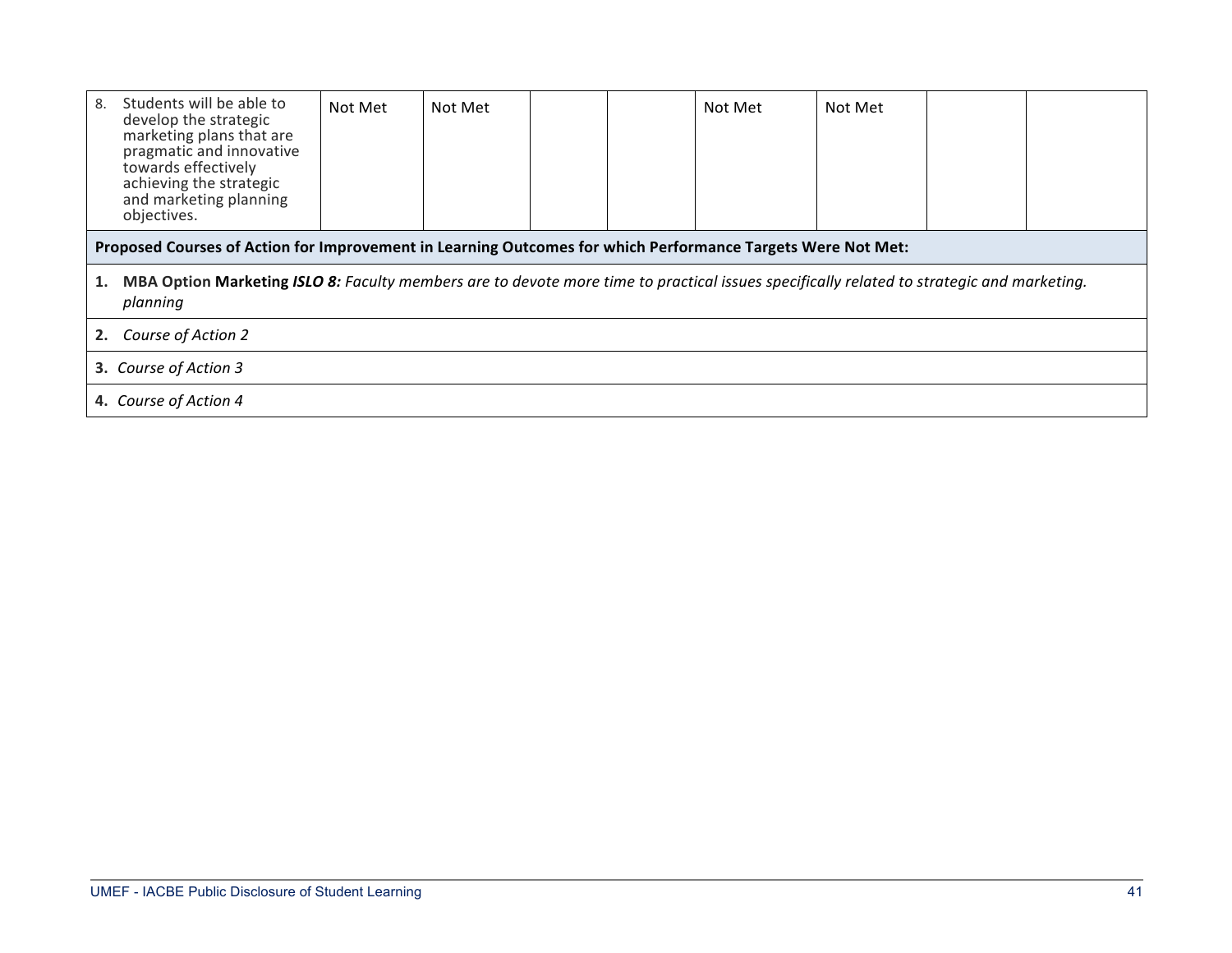| | | | | | | | | |
|---|---|---|---|---|---|---|---|---|
| 8. Students will be able to develop the strategic marketing plans that are pragmatic and innovative towards effectively achieving the strategic and marketing planning objectives. | Not Met | Not Met | | | Not Met | Not Met | | |
| **Proposed Courses of Action for Improvement in Learning Outcomes for which Performance Targets Were Not Met:** | | | | | | | | |
| **1. MBA Option Marketing** ***ISLO 8:*** *Faculty members are to devote more time to practical issues specifically related to strategic and marketing. planning* | | | | | | | | |
| **2.** *Course of Action 2* | | | | | | | | |
| **3.** *Course of Action 3* | | | | | | | | |
| **4.** *Course of Action 4* | | | | | | | | |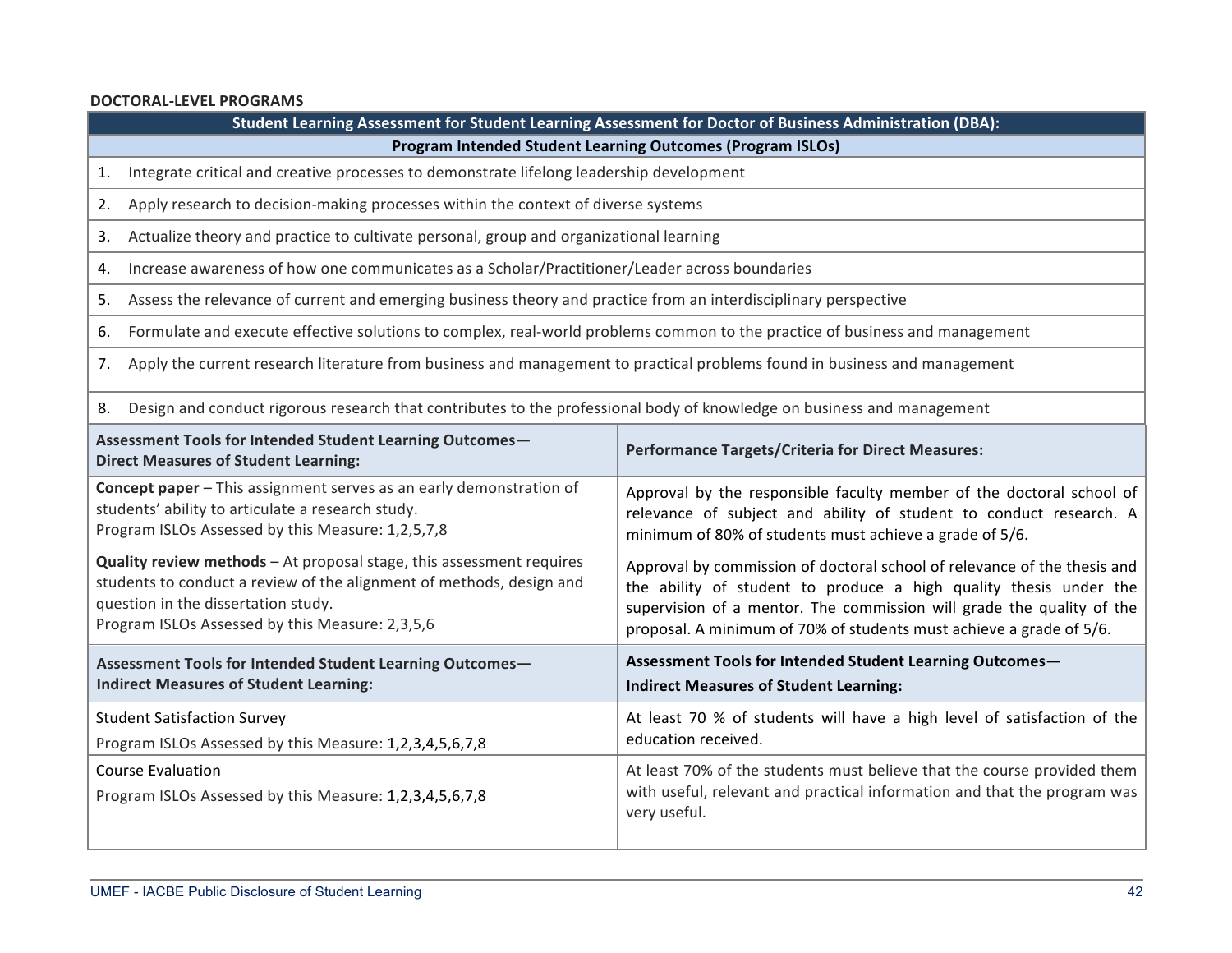**DOCTORAL-LEVEL PROGRAMS**

| **Student Learning Assessment for Student Learning Assessment for Doctor of Business Administration (DBA):** | |
|---|---|
| **Program Intended Student Learning Outcomes (Program ISLOs)** | |
| 1. Integrate critical and creative processes to demonstrate lifelong leadership development | |
| 2. Apply research to decision-making processes within the context of diverse systems | |
| 3. Actualize theory and practice to cultivate personal, group and organizational learning | |
| 4. Increase awareness of how one communicates as a Scholar/Practitioner/Leader across boundaries | |
| 5. Assess the relevance of current and emerging business theory and practice from an interdisciplinary perspective | |
| 6. Formulate and execute effective solutions to complex, real-world problems common to the practice of business and management | |
| 7. Apply the current research literature from business and management to practical problems found in business and management | |
| 8. Design and conduct rigorous research that contributes to the professional body of knowledge on business and management | |
| **Assessment Tools for Intended Student Learning Outcomes—Direct Measures of Student Learning:** | **Performance Targets/Criteria for Direct Measures:** |
| **Concept paper** – This assignment serves as an early demonstration of students' ability to articulate a research study.<br>Program ISLOs Assessed by this Measure: 1,2,5,7,8 | Approval by the responsible faculty member of the doctoral school of relevance of subject and ability of student to conduct research. A minimum of 80% of students must achieve a grade of 5/6. |
| **Quality review methods** – At proposal stage, this assessment requires students to conduct a review of the alignment of methods, design and question in the dissertation study.<br>Program ISLOs Assessed by this Measure: 2,3,5,6 | Approval by commission of doctoral school of relevance of the thesis and the ability of student to produce a high quality thesis under the supervision of a mentor. The commission will grade the quality of the proposal. A minimum of 70% of students must achieve a grade of 5/6. |
| **Assessment Tools for Intended Student Learning Outcomes—Indirect Measures of Student Learning:** | **Assessment Tools for Intended Student Learning Outcomes—Indirect Measures of Student Learning:** |
| Student Satisfaction Survey<br>Program ISLOs Assessed by this Measure: 1,2,3,4,5,6,7,8 | At least 70 % of students will have a high level of satisfaction of the education received. |
| Course Evaluation<br>Program ISLOs Assessed by this Measure: 1,2,3,4,5,6,7,8 | At least 70% of the students must believe that the course provided them with useful, relevant and practical information and that the program was very useful. |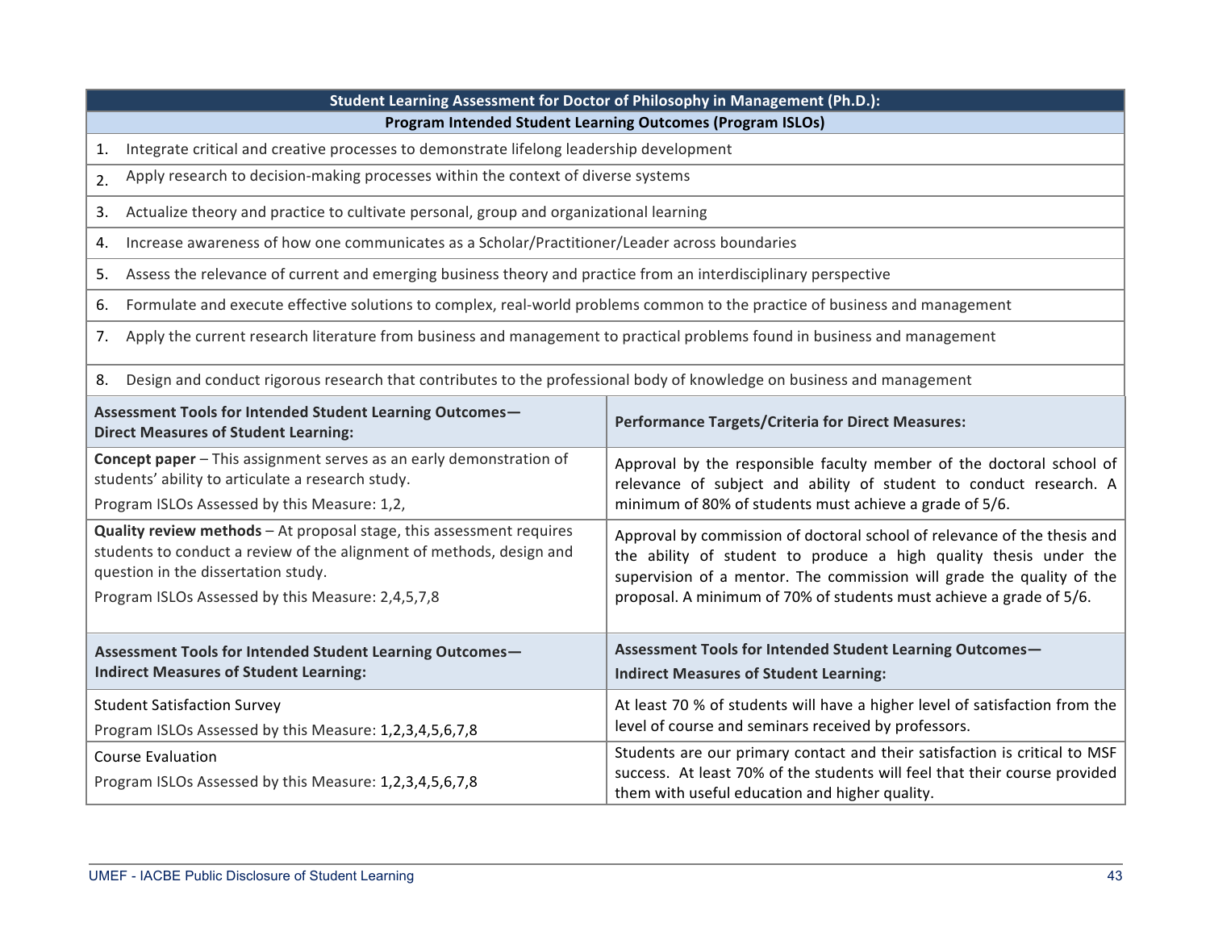| Student Learning Assessment for Doctor of Philosophy in Management (Ph.D.): | |
|---|---|
| **Program Intended Student Learning Outcomes (Program ISLOs)** | |
| 1. Integrate critical and creative processes to demonstrate lifelong leadership development | |
| 2. Apply research to decision-making processes within the context of diverse systems | |
| 3. Actualize theory and practice to cultivate personal, group and organizational learning | |
| 4. Increase awareness of how one communicates as a Scholar/Practitioner/Leader across boundaries | |
| 5. Assess the relevance of current and emerging business theory and practice from an interdisciplinary perspective | |
| 6. Formulate and execute effective solutions to complex, real-world problems common to the practice of business and management | |
| 7. Apply the current research literature from business and management to practical problems found in business and management | |
| 8. Design and conduct rigorous research that contributes to the professional body of knowledge on business and management | |
| **Assessment Tools for Intended Student Learning Outcomes—Direct Measures of Student Learning:** | **Performance Targets/Criteria for Direct Measures:** |
| **Concept paper** – This assignment serves as an early demonstration of students' ability to articulate a research study.<br>Program ISLOs Assessed by this Measure: 1,2, | Approval by the responsible faculty member of the doctoral school of relevance of subject and ability of student to conduct research. A minimum of 80% of students must achieve a grade of 5/6. |
| **Quality review methods** – At proposal stage, this assessment requires students to conduct a review of the alignment of methods, design and question in the dissertation study.<br>Program ISLOs Assessed by this Measure: 2,4,5,7,8 | Approval by commission of doctoral school of relevance of the thesis and the ability of student to produce a high quality thesis under the supervision of a mentor. The commission will grade the quality of the proposal. A minimum of 70% of students must achieve a grade of 5/6. |
| **Assessment Tools for Intended Student Learning Outcomes—Indirect Measures of Student Learning:** | **Assessment Tools for Intended Student Learning Outcomes—Indirect Measures of Student Learning:** |
| Student Satisfaction Survey<br>Program ISLOs Assessed by this Measure: 1,2,3,4,5,6,7,8 | At least 70 % of students will have a higher level of satisfaction from the level of course and seminars received by professors. |
| Course Evaluation<br>Program ISLOs Assessed by this Measure: 1,2,3,4,5,6,7,8 | Students are our primary contact and their satisfaction is critical to MSF success. At least 70% of the students will feel that their course provided them with useful education and higher quality. |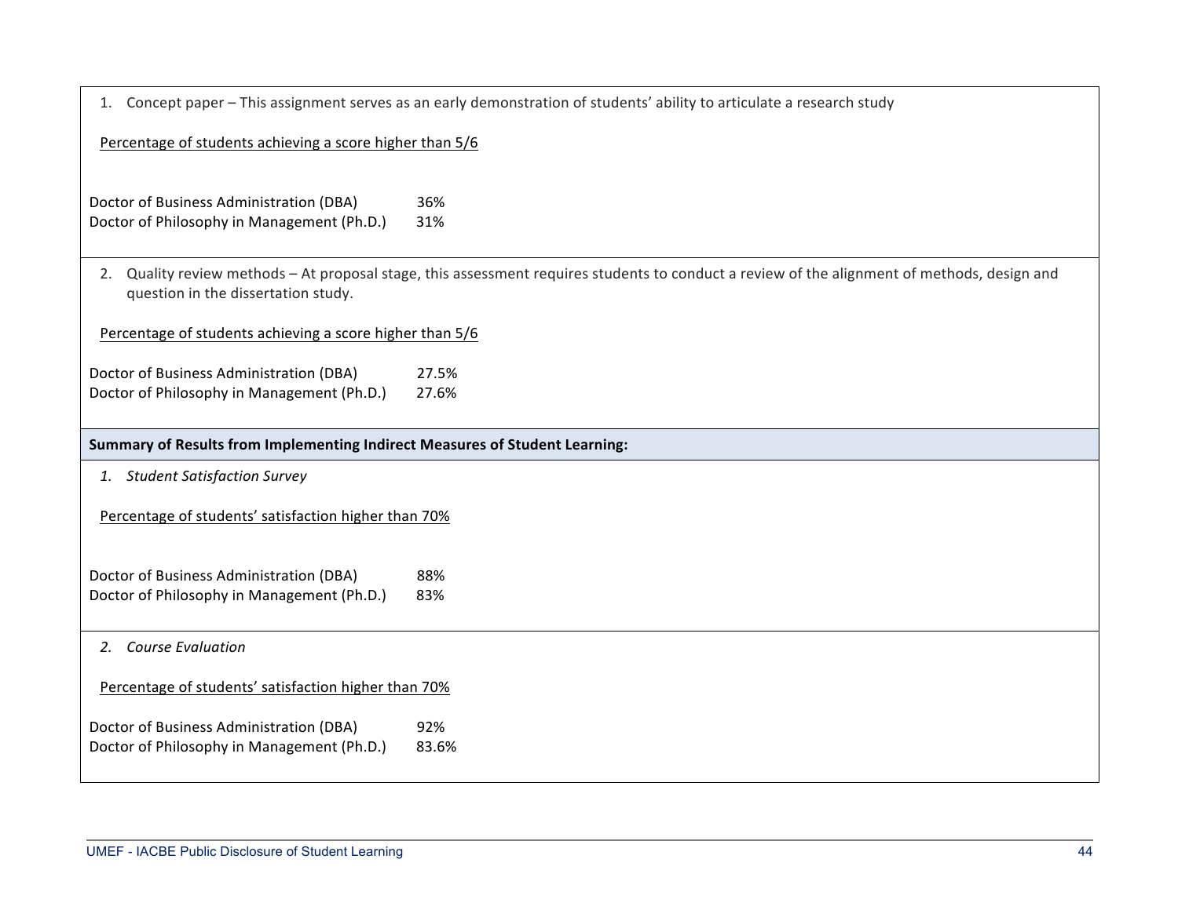1. Concept paper – This assignment serves as an early demonstration of students' ability to articulate a research study

Percentage of students achieving a score higher than 5/6

| Program | Percentage |
|---|---|
| Doctor of Business Administration (DBA) | 36% |
| Doctor of Philosophy in Management (Ph.D.) | 31% |

2. Quality review methods – At proposal stage, this assessment requires students to conduct a review of the alignment of methods, design and question in the dissertation study.

Percentage of students achieving a score higher than 5/6

| Program | Percentage |
|---|---|
| Doctor of Business Administration (DBA) | 27.5% |
| Doctor of Philosophy in Management (Ph.D.) | 27.6% |

**Summary of Results from Implementing Indirect Measures of Student Learning:**

1. *Student Satisfaction Survey*

Percentage of students' satisfaction higher than 70%

| Program | Percentage |
|---|---|
| Doctor of Business Administration (DBA) | 88% |
| Doctor of Philosophy in Management (Ph.D.) | 83% |

2. *Course Evaluation*

Percentage of students' satisfaction higher than 70%

| Program | Percentage |
|---|---|
| Doctor of Business Administration (DBA) | 92% |
| Doctor of Philosophy in Management (Ph.D.) | 83.6% |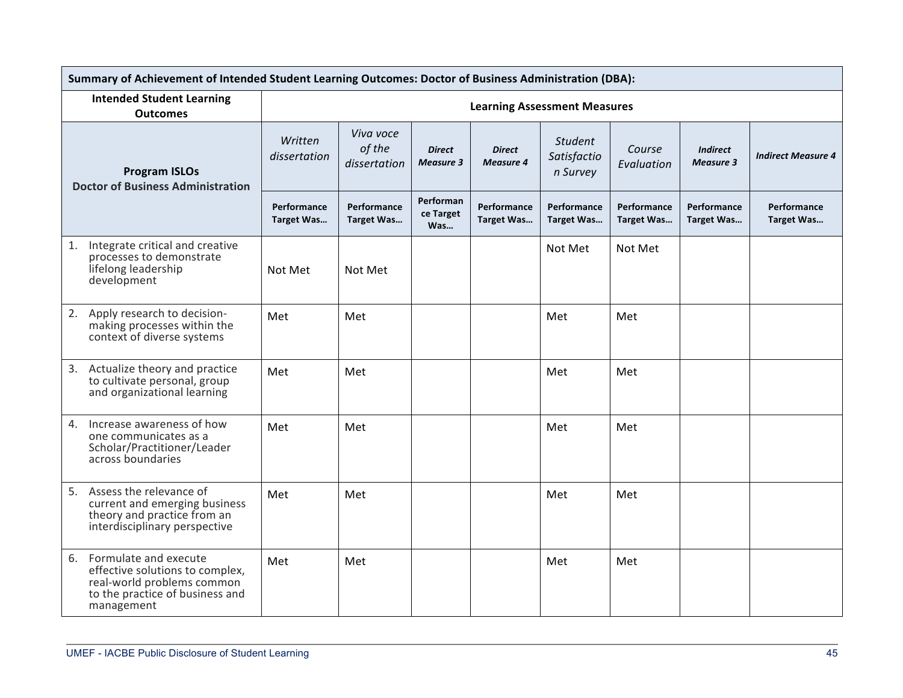| Summary of Achievement of Intended Student Learning Outcomes: Doctor of Business Administration (DBA): | | | | | | | | |
|---|---|---|---|---|---|---|---|---|
| **Intended Student Learning Outcomes** | **Learning Assessment Measures** | | | | | | | |
| **Program ISLOs Doctor of Business Administration** | *Written dissertation* | *Viva voce of the dissertation* | ***Direct Measure 3*** | ***Direct Measure 4*** | *Student Satisfaction Survey* | *Course Evaluation* | ***Indirect Measure 3*** | ***Indirect Measure 4*** |
| | **Performance Target Was…** | **Performance Target Was…** | **Performance Target Was…** | **Performance Target Was…** | **Performance Target Was…** | **Performance Target Was…** | **Performance Target Was…** | **Performance Target Was…** |
| 1. Integrate critical and creative processes to demonstrate lifelong leadership development | Not Met | Not Met | | | Not Met | Not Met | | |
| 2. Apply research to decision-making processes within the context of diverse systems | Met | Met | | | Met | Met | | |
| 3. Actualize theory and practice to cultivate personal, group and organizational learning | Met | Met | | | Met | Met | | |
| 4. Increase awareness of how one communicates as a Scholar/Practitioner/Leader across boundaries | Met | Met | | | Met | Met | | |
| 5. Assess the relevance of current and emerging business theory and practice from an interdisciplinary perspective | Met | Met | | | Met | Met | | |
| 6. Formulate and execute effective solutions to complex, real-world problems common to the practice of business and management | Met | Met | | | Met | Met | | |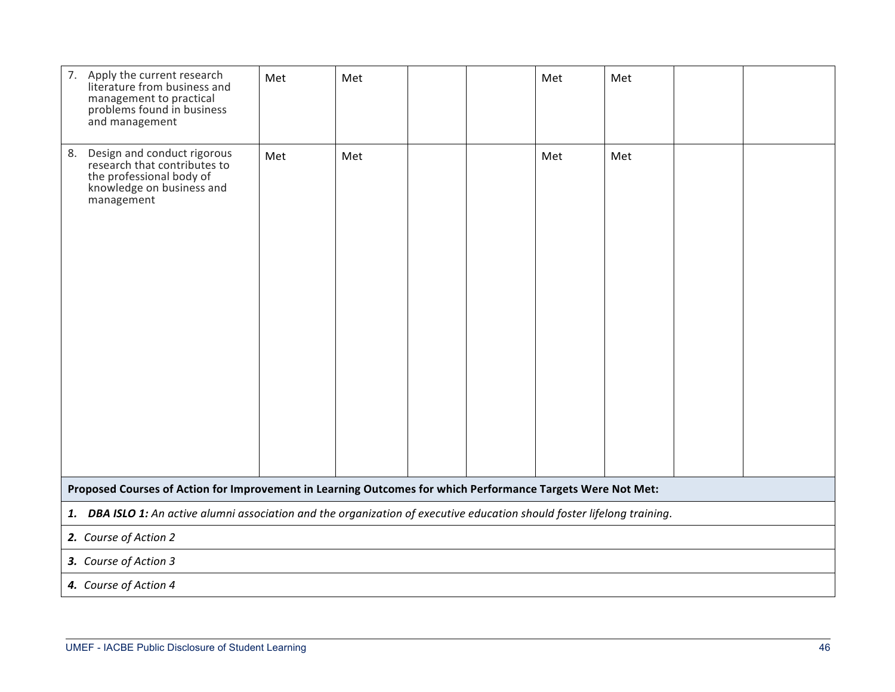| | | | | | | | | |
|---|---|---|---|---|---|---|---|---|
| 7. Apply the current research literature from business and management to practical problems found in business and management | Met | Met | | | Met | Met | | |
| 8. Design and conduct rigorous research that contributes to the professional body of knowledge on business and management | Met | Met | | | Met | Met | | |

| **Proposed Courses of Action for Improvement in Learning Outcomes for which Performance Targets Were Not Met:** |
|---|
| ***1. DBA ISLO 1:*** *An active alumni association and the organization of executive education should foster lifelong training.* |
| ***2.*** *Course of Action 2* |
| ***3.*** *Course of Action 3* |
| ***4.*** *Course of Action 4* |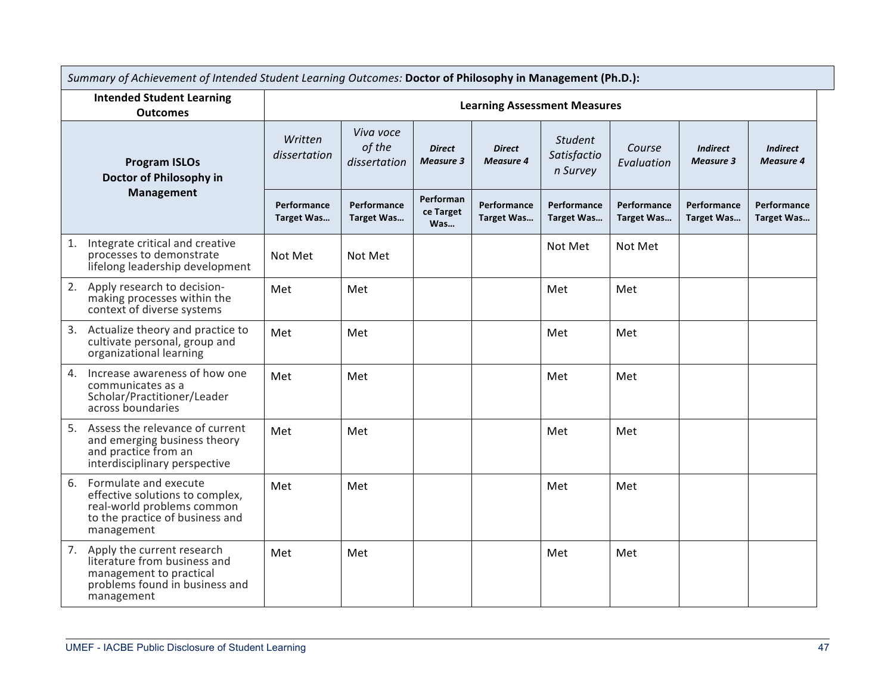| *Summary of Achievement of Intended Student Learning Outcomes:* **Doctor of Philosophy in Management (Ph.D.):** | | | | | | | | |
|---|---|---|---|---|---|---|---|---|
| **Intended Student Learning Outcomes** | **Learning Assessment Measures** | | | | | | | |
| **Program ISLOs Doctor of Philosophy in Management** | *Written dissertation* | *Viva voce of the dissertation* | ***Direct Measure 3*** | ***Direct Measure 4*** | *Student Satisfaction Survey* | *Course Evaluation* | ***Indirect Measure 3*** | ***Indirect Measure 4*** |
| | **Performance Target Was…** | **Performance Target Was…** | **Performance Target Was…** | **Performance Target Was…** | **Performance Target Was…** | **Performance Target Was…** | **Performance Target Was…** | **Performance Target Was…** |
| 1. Integrate critical and creative processes to demonstrate lifelong leadership development | Not Met | Not Met | | | Not Met | Not Met | | |
| 2. Apply research to decision-making processes within the context of diverse systems | Met | Met | | | Met | Met | | |
| 3. Actualize theory and practice to cultivate personal, group and organizational learning | Met | Met | | | Met | Met | | |
| 4. Increase awareness of how one communicates as a Scholar/Practitioner/Leader across boundaries | Met | Met | | | Met | Met | | |
| 5. Assess the relevance of current and emerging business theory and practice from an interdisciplinary perspective | Met | Met | | | Met | Met | | |
| 6. Formulate and execute effective solutions to complex, real-world problems common to the practice of business and management | Met | Met | | | Met | Met | | |
| 7. Apply the current research literature from business and management to practical problems found in business and management | Met | Met | | | Met | Met | | |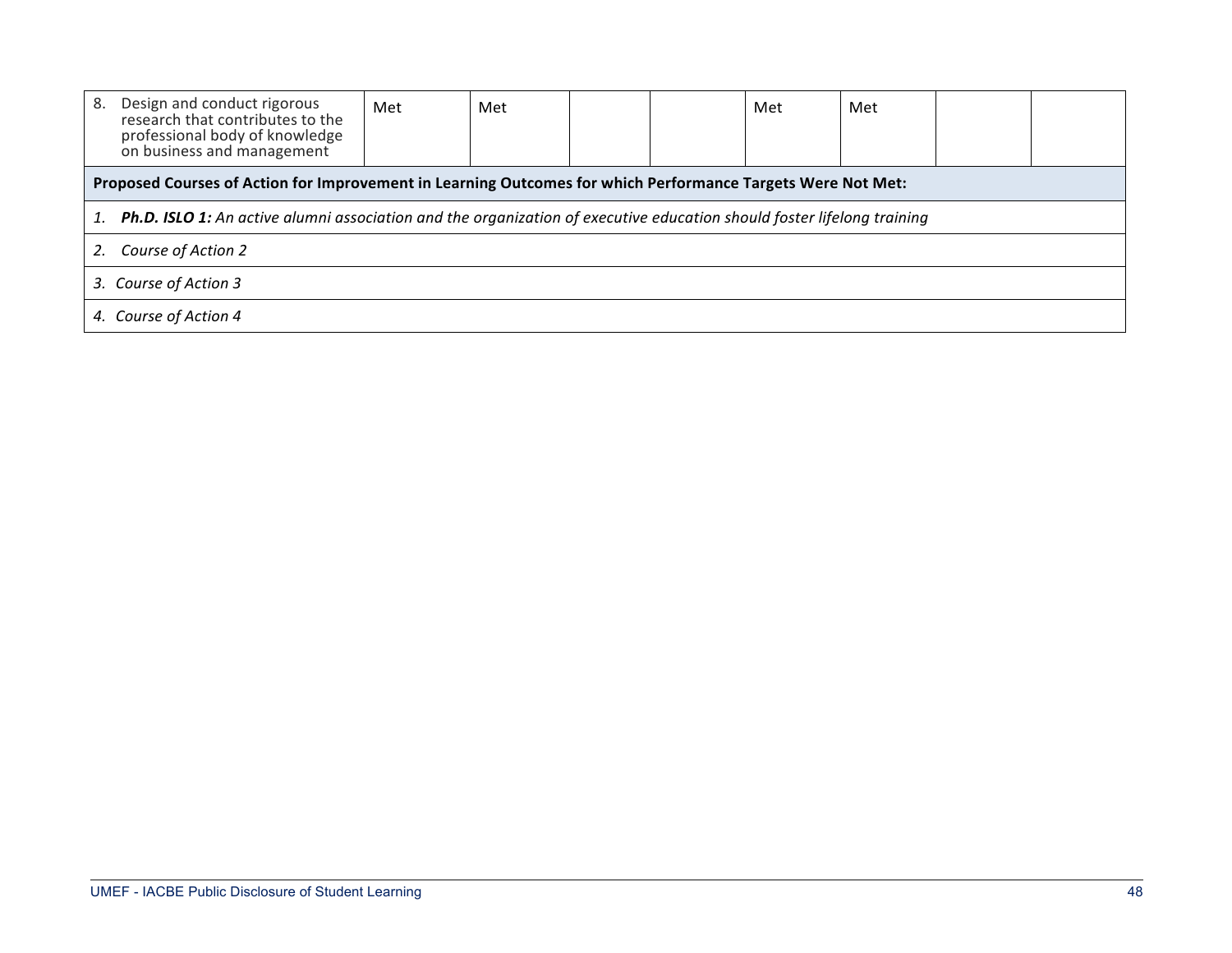| | | | | | | | | |
|---|---|---|---|---|---|---|---|---|
| 8. Design and conduct rigorous research that contributes to the professional body of knowledge on business and management | Met | Met | | | Met | Met | | |
| **Proposed Courses of Action for Improvement in Learning Outcomes for which Performance Targets Were Not Met:** | | | | | | | | |
| *1. **Ph.D. ISLO 1:** An active alumni association and the organization of executive education should foster lifelong training* | | | | | | | | |
| *2. Course of Action 2* | | | | | | | | |
| *3. Course of Action 3* | | | | | | | | |
| *4. Course of Action 4* | | | | | | | | |